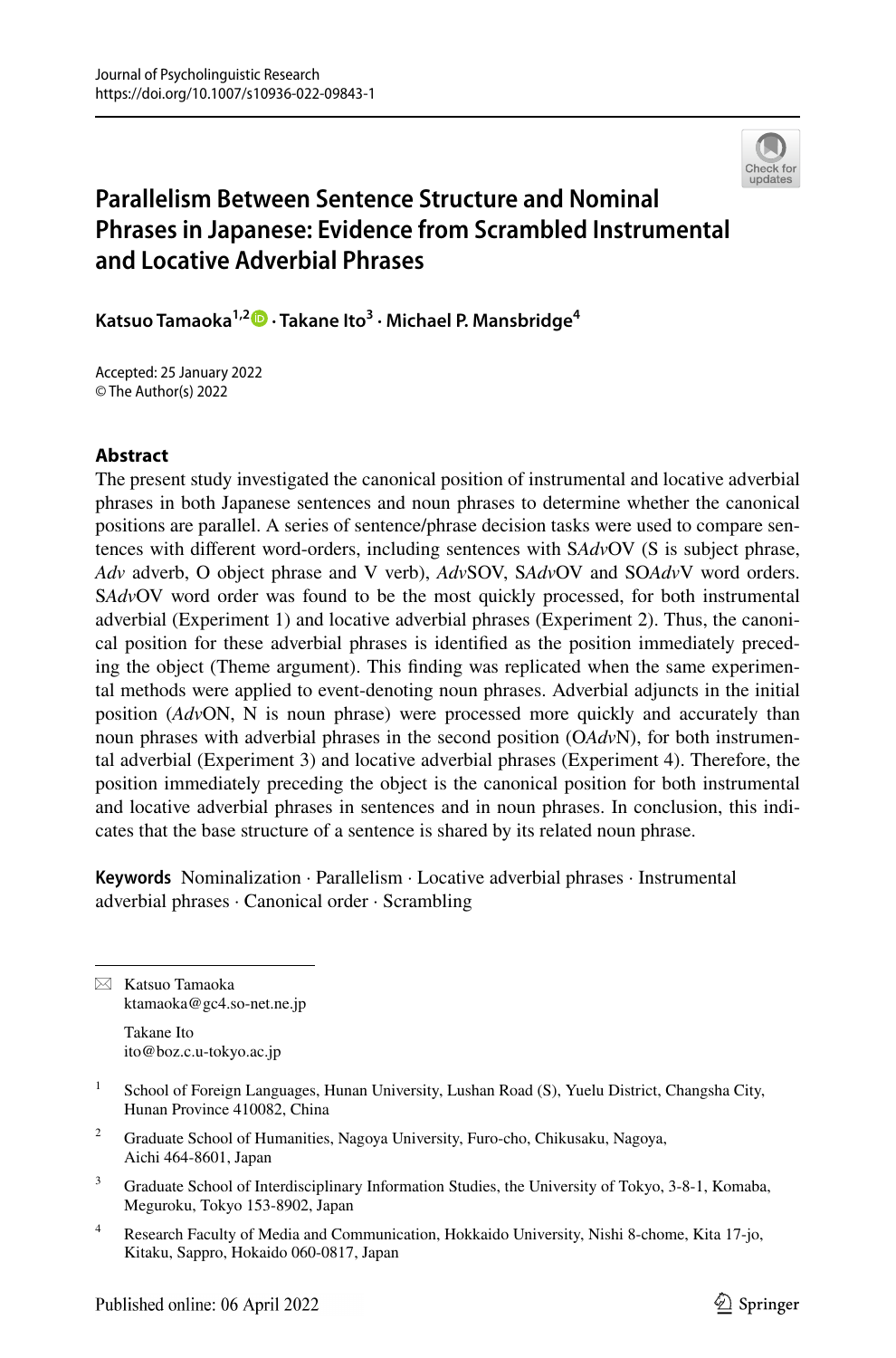Journal of Psycholinguistic Research
https://doi.org/10.1007/s10936-022-09843-1

# Parallelism Between Sentence Structure and Nominal Phrases in Japanese: Evidence from Scrambled Instrumental and Locative Adverbial Phrases

**Katsuo Tamaoka[1,2] · Takane Ito[3] · Michael P. Mansbridge[4]**

Accepted: 25 January 2022
© The Author(s) 2022

## Abstract

The present study investigated the canonical position of instrumental and locative adverbial phrases in both Japanese sentences and noun phrases to determine whether the canonical positions are parallel. A series of sentence/phrase decision tasks were used to compare sentences with different word-orders, including sentences with S*Adv*OV (S is subject phrase, *Adv* adverb, O object phrase and V verb), *Adv*SOV, S*Adv*OV and SO*Adv*V word orders. S*Adv*OV word order was found to be the most quickly processed, for both instrumental adverbial (Experiment 1) and locative adverbial phrases (Experiment 2). Thus, the canonical position for these adverbial phrases is identified as the position immediately preceding the object (Theme argument). This finding was replicated when the same experimental methods were applied to event-denoting noun phrases. Adverbial adjuncts in the initial position (*Adv*ON, N is noun phrase) were processed more quickly and accurately than noun phrases with adverbial phrases in the second position (O*Adv*N), for both instrumental adverbial (Experiment 3) and locative adverbial phrases (Experiment 4). Therefore, the position immediately preceding the object is the canonical position for both instrumental and locative adverbial phrases in sentences and in noun phrases. In conclusion, this indicates that the base structure of a sentence is shared by its related noun phrase.

**Keywords** Nominalization · Parallelism · Locative adverbial phrases · Instrumental adverbial phrases · Canonical order · Scrambling

---

✉ Katsuo Tamaoka
ktamaoka@gc4.so-net.ne.jp

Takane Ito
ito@boz.c.u-tokyo.ac.jp

[1] School of Foreign Languages, Hunan University, Lushan Road (S), Yuelu District, Changsha City, Hunan Province 410082, China

[2] Graduate School of Humanities, Nagoya University, Furo-cho, Chikusaku, Nagoya, Aichi 464-8601, Japan

[3] Graduate School of Interdisciplinary Information Studies, the University of Tokyo, 3-8-1, Komaba, Meguroku, Tokyo 153-8902, Japan

[4] Research Faculty of Media and Communication, Hokkaido University, Nishi 8-chome, Kita 17-jo, Kitaku, Sappro, Hokaido 060-0817, Japan

Published online: 06 April 2022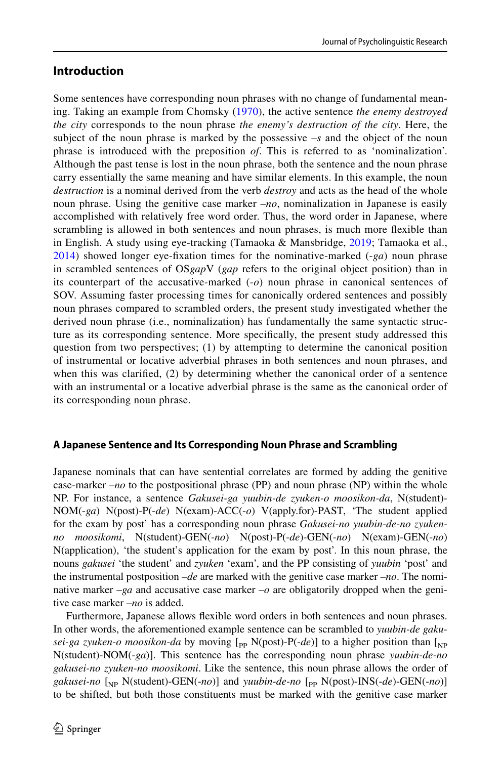## Introduction

Some sentences have corresponding noun phrases with no change of fundamental meaning. Taking an example from Chomsky (1970), the active sentence *the enemy destroyed the city* corresponds to the noun phrase *the enemy's destruction of the city*. Here, the subject of the noun phrase is marked by the possessive –*s* and the object of the noun phrase is introduced with the preposition *of*. This is referred to as 'nominalization'. Although the past tense is lost in the noun phrase, both the sentence and the noun phrase carry essentially the same meaning and have similar elements. In this example, the noun *destruction* is a nominal derived from the verb *destroy* and acts as the head of the whole noun phrase. Using the genitive case marker –*no*, nominalization in Japanese is easily accomplished with relatively free word order. Thus, the word order in Japanese, where scrambling is allowed in both sentences and noun phrases, is much more flexible than in English. A study using eye-tracking (Tamaoka & Mansbridge, 2019; Tamaoka et al., 2014) showed longer eye-fixation times for the nominative-marked (-*ga*) noun phrase in scrambled sentences of OS*gap*V (*gap* refers to the original object position) than in its counterpart of the accusative-marked (-*o*) noun phrase in canonical sentences of SOV. Assuming faster processing times for canonically ordered sentences and possibly noun phrases compared to scrambled orders, the present study investigated whether the derived noun phrase (i.e., nominalization) has fundamentally the same syntactic structure as its corresponding sentence. More specifically, the present study addressed this question from two perspectives; (1) by attempting to determine the canonical position of instrumental or locative adverbial phrases in both sentences and noun phrases, and when this was clarified, (2) by determining whether the canonical order of a sentence with an instrumental or a locative adverbial phrase is the same as the canonical order of its corresponding noun phrase.

### A Japanese Sentence and Its Corresponding Noun Phrase and Scrambling

Japanese nominals that can have sentential correlates are formed by adding the genitive case-marker –*no* to the postpositional phrase (PP) and noun phrase (NP) within the whole NP. For instance, a sentence *Gakusei-ga yuubin-de zyuken-o moosikon-da*, N(student)-NOM(-*ga*) N(post)-P(-*de*) N(exam)-ACC(-*o*) V(apply.for)-PAST, 'The student applied for the exam by post' has a corresponding noun phrase *Gakusei-no yuubin-de-no zyuken-no moosikomi*, N(student)-GEN(-*no*) N(post)-P(-*de*)-GEN(-*no*) N(exam)-GEN(-*no*) N(application), 'the student's application for the exam by post'. In this noun phrase, the nouns *gakusei* 'the student' and *zyuken* 'exam', and the PP consisting of *yuubin* 'post' and the instrumental postposition –*de* are marked with the genitive case marker –*no*. The nominative marker –*ga* and accusative case marker –*o* are obligatorily dropped when the genitive case marker –*no* is added.

Furthermore, Japanese allows flexible word orders in both sentences and noun phrases. In other words, the aforementioned example sentence can be scrambled to *yuubin-de gakusei-ga zyuken-o moosikon-da* by moving [$_{PP}$ N(post)-P(-*de*)] to a higher position than [$_{NP}$ N(student)-NOM(-*ga*)]. This sentence has the corresponding noun phrase *yuubin-de-no gakusei-no zyuken-no moosikomi*. Like the sentence, this noun phrase allows the order of *gakusei-no* [$_{NP}$ N(student)-GEN(-*no*)] and *yuubin-de-no* [$_{PP}$ N(post)-INS(-*de*)-GEN(-*no*)] to be shifted, but both those constituents must be marked with the genitive case marker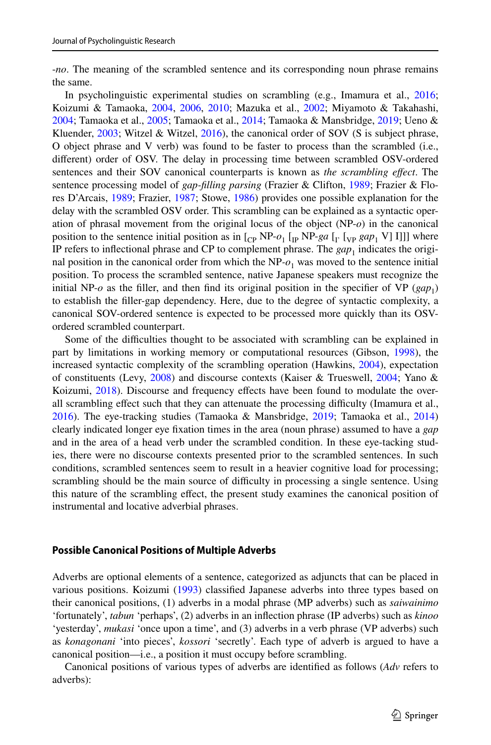*-no*. The meaning of the scrambled sentence and its corresponding noun phrase remains the same.

In psycholinguistic experimental studies on scrambling (e.g., Imamura et al., 2016; Koizumi & Tamaoka, 2004, 2006, 2010; Mazuka et al., 2002; Miyamoto & Takahashi, 2004; Tamaoka et al., 2005; Tamaoka et al., 2014; Tamaoka & Mansbridge, 2019; Ueno & Kluender, 2003; Witzel & Witzel, 2016), the canonical order of SOV (S is subject phrase, O object phrase and V verb) was found to be faster to process than the scrambled (i.e., different) order of OSV. The delay in processing time between scrambled OSV-ordered sentences and their SOV canonical counterparts is known as *the scrambling effect*. The sentence processing model of *gap-filling parsing* (Frazier & Clifton, 1989; Frazier & Flores D'Arcais, 1989; Frazier, 1987; Stowe, 1986) provides one possible explanation for the delay with the scrambled OSV order. This scrambling can be explained as a syntactic operation of phrasal movement from the original locus of the object (NP-*o*) in the canonical position to the sentence initial position as in $[_{CP}$ NP-$o_1$ $[_{IP}$ NP-*ga* $[_{I'}$ $[_{VP}$ $gap_1$ V] I]]] where IP refers to inflectional phrase and CP to complement phrase. The $gap_1$ indicates the original position in the canonical order from which the NP-$o_1$ was moved to the sentence initial position. To process the scrambled sentence, native Japanese speakers must recognize the initial NP-*o* as the filler, and then find its original position in the specifier of VP ($gap_1$) to establish the filler-gap dependency. Here, due to the degree of syntactic complexity, a canonical SOV-ordered sentence is expected to be processed more quickly than its OSV-ordered scrambled counterpart.

Some of the difficulties thought to be associated with scrambling can be explained in part by limitations in working memory or computational resources (Gibson, 1998), the increased syntactic complexity of the scrambling operation (Hawkins, 2004), expectation of constituents (Levy, 2008) and discourse contexts (Kaiser & Trueswell, 2004; Yano & Koizumi, 2018). Discourse and frequency effects have been found to modulate the overall scrambling effect such that they can attenuate the processing difficulty (Imamura et al., 2016). The eye-tracking studies (Tamaoka & Mansbridge, 2019; Tamaoka et al., 2014) clearly indicated longer eye fixation times in the area (noun phrase) assumed to have a *gap* and in the area of a head verb under the scrambled condition. In these eye-tacking studies, there were no discourse contexts presented prior to the scrambled sentences. In such conditions, scrambled sentences seem to result in a heavier cognitive load for processing; scrambling should be the main source of difficulty in processing a single sentence. Using this nature of the scrambling effect, the present study examines the canonical position of instrumental and locative adverbial phrases.

## Possible Canonical Positions of Multiple Adverbs

Adverbs are optional elements of a sentence, categorized as adjuncts that can be placed in various positions. Koizumi (1993) classified Japanese adverbs into three types based on their canonical positions, (1) adverbs in a modal phrase (MP adverbs) such as *saiwainimo* 'fortunately', *tabun* 'perhaps', (2) adverbs in an inflection phrase (IP adverbs) such as *kinoo* 'yesterday', *mukasi* 'once upon a time', and (3) adverbs in a verb phrase (VP adverbs) such as *konagonani* 'into pieces', *kossori* 'secretly'. Each type of adverb is argued to have a canonical position—i.e., a position it must occupy before scrambling.

Canonical positions of various types of adverbs are identified as follows (*Adv* refers to adverbs):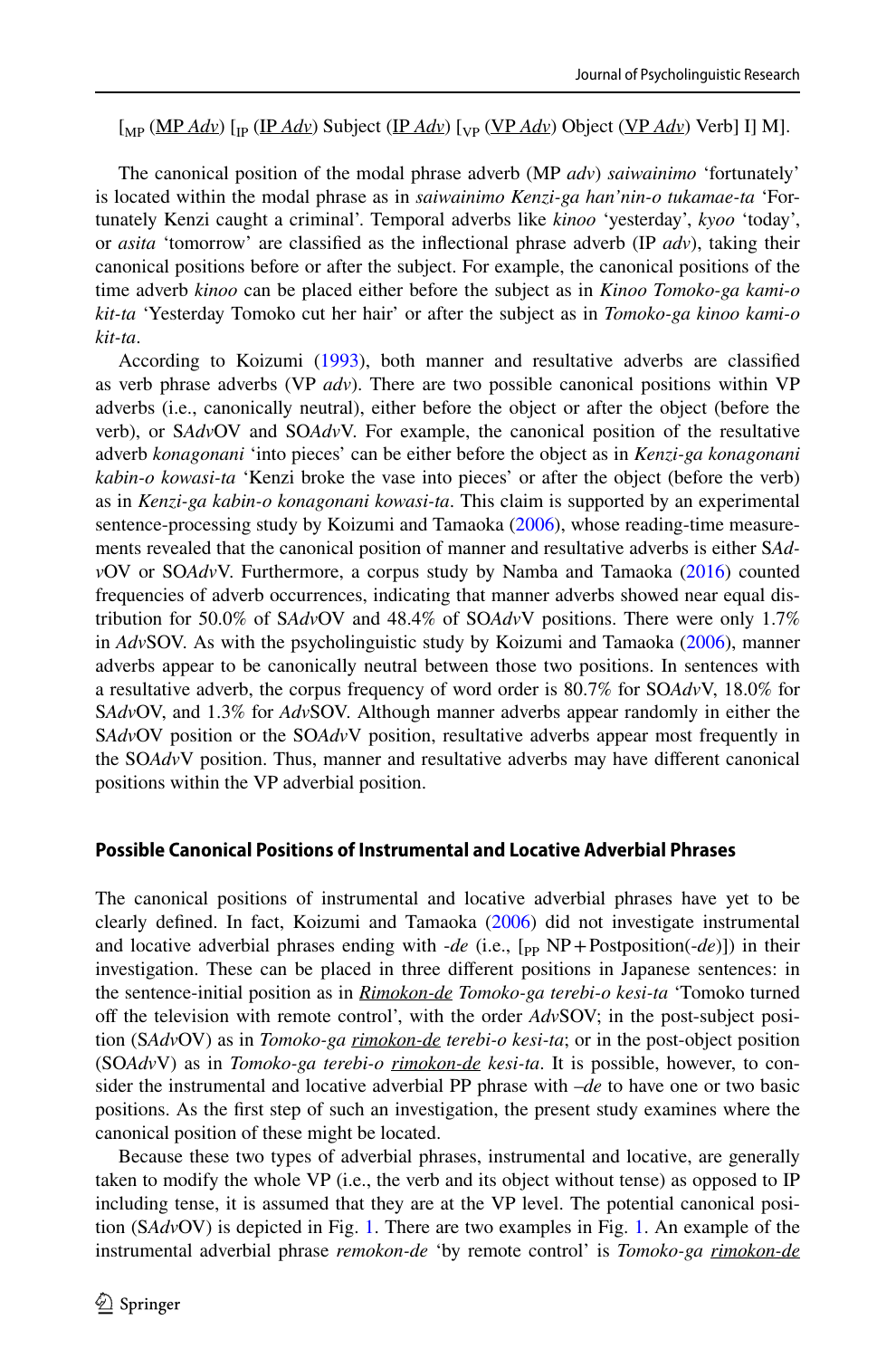[$_{\text{MP}}$ (<u>MP *Adv*</u>) [$_{\text{IP}}$ (<u>IP *Adv*</u>) Subject (<u>IP *Adv*</u>) [$_{\text{VP}}$ (<u>VP *Adv*</u>) Object (<u>VP *Adv*</u>) Verb] I] M].

The canonical position of the modal phrase adverb (MP *adv*) *saiwainimo* 'fortunately' is located within the modal phrase as in *saiwainimo Kenzi-ga han'nin-o tukamae-ta* 'Fortunately Kenzi caught a criminal'. Temporal adverbs like *kinoo* 'yesterday', *kyoo* 'today', or *asita* 'tomorrow' are classified as the inflectional phrase adverb (IP *adv*), taking their canonical positions before or after the subject. For example, the canonical positions of the time adverb *kinoo* can be placed either before the subject as in *Kinoo Tomoko-ga kami-o kit-ta* 'Yesterday Tomoko cut her hair' or after the subject as in *Tomoko-ga kinoo kami-o kit-ta*.

According to Koizumi (1993), both manner and resultative adverbs are classified as verb phrase adverbs (VP *adv*). There are two possible canonical positions within VP adverbs (i.e., canonically neutral), either before the object or after the object (before the verb), or S*Adv*OV and SO*Adv*V. For example, the canonical position of the resultative adverb *konagonani* 'into pieces' can be either before the object as in *Kenzi-ga konagonani kabin-o kowasi-ta* 'Kenzi broke the vase into pieces' or after the object (before the verb) as in *Kenzi-ga kabin-o konagonani kowasi-ta*. This claim is supported by an experimental sentence-processing study by Koizumi and Tamaoka (2006), whose reading-time measurements revealed that the canonical position of manner and resultative adverbs is either S*Adv*OV or SO*Adv*V. Furthermore, a corpus study by Namba and Tamaoka (2016) counted frequencies of adverb occurrences, indicating that manner adverbs showed near equal distribution for 50.0% of S*Adv*OV and 48.4% of SO*Adv*V positions. There were only 1.7% in *Adv*SOV. As with the psycholinguistic study by Koizumi and Tamaoka (2006), manner adverbs appear to be canonically neutral between those two positions. In sentences with a resultative adverb, the corpus frequency of word order is 80.7% for SO*Adv*V, 18.0% for S*Adv*OV, and 1.3% for *Adv*SOV. Although manner adverbs appear randomly in either the S*Adv*OV position or the SO*Adv*V position, resultative adverbs appear most frequently in the SO*Adv*V position. Thus, manner and resultative adverbs may have different canonical positions within the VP adverbial position.

## Possible Canonical Positions of Instrumental and Locative Adverbial Phrases

The canonical positions of instrumental and locative adverbial phrases have yet to be clearly defined. In fact, Koizumi and Tamaoka (2006) did not investigate instrumental and locative adverbial phrases ending with *-de* (i.e., [$_{\text{PP}}$ NP + Postposition(*-de*)]) in their investigation. These can be placed in three different positions in Japanese sentences: in the sentence-initial position as in <u>*Rimokon-de*</u> *Tomoko-ga terebi-o kesi-ta* 'Tomoko turned off the television with remote control', with the order *Adv*SOV; in the post-subject position (S*Adv*OV) as in *Tomoko-ga* <u>*rimokon-de*</u> *terebi-o kesi-ta*; or in the post-object position (SO*Adv*V) as in *Tomoko-ga terebi-o* <u>*rimokon-de*</u> *kesi-ta*. It is possible, however, to consider the instrumental and locative adverbial PP phrase with *–de* to have one or two basic positions. As the first step of such an investigation, the present study examines where the canonical position of these might be located.

Because these two types of adverbial phrases, instrumental and locative, are generally taken to modify the whole VP (i.e., the verb and its object without tense) as opposed to IP including tense, it is assumed that they are at the VP level. The potential canonical position (S*Adv*OV) is depicted in Fig. 1. There are two examples in Fig. 1. An example of the instrumental adverbial phrase *remokon-de* 'by remote control' is *Tomoko-ga* <u>*rimokon-de*</u>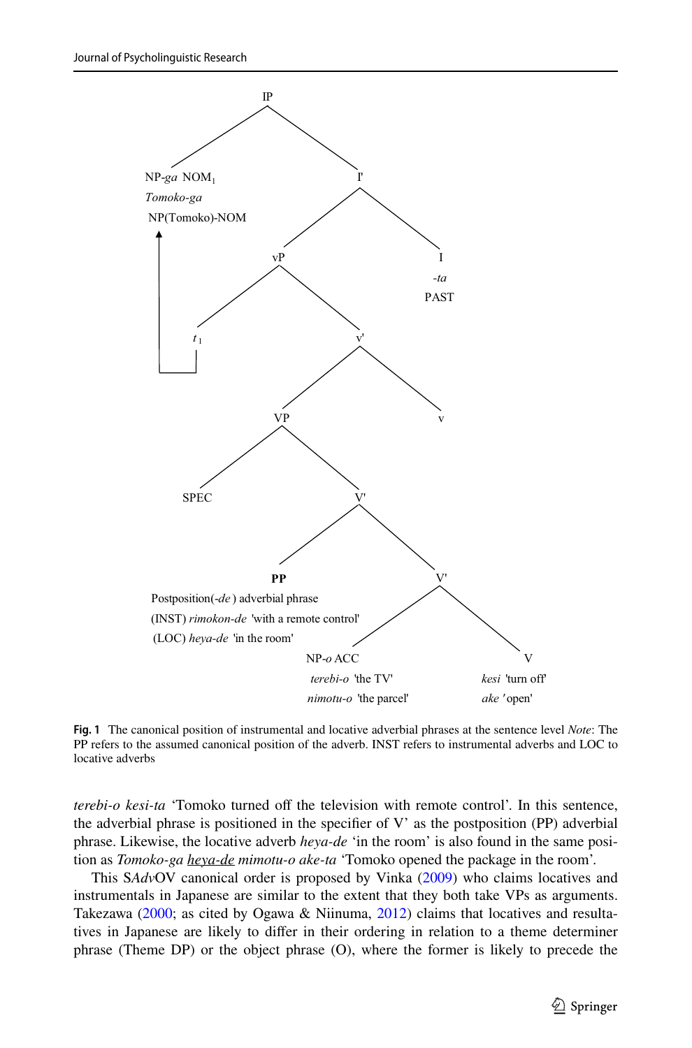IP
- NP-*ga* NOM$_1$ — *Tomoko-ga* — NP(Tomoko)-NOM
- I'
  - vP
    - $t_1$
    - v'
      - VP
        - SPEC
        - V'
          - **PP** — Postposition(*-de*) adverbial phrase — (INST) *rimokon-de* 'with a remote control' — (LOC) *heya-de* 'in the room'
          - V'
            - NP-*o* ACC — *terebi-o* 'the TV' — *nimotu-o* 'the parcel'
            - V — *kesi* 'turn off' — *ake* 'open'
      - v
  - I — *-ta* — PAST

**Fig. 1** The canonical position of instrumental and locative adverbial phrases at the sentence level *Note*: The PP refers to the assumed canonical position of the adverb. INST refers to instrumental adverbs and LOC to locative adverbs

*terebi-o kesi-ta* 'Tomoko turned off the television with remote control'. In this sentence, the adverbial phrase is positioned in the specifier of V' as the postposition (PP) adverbial phrase. Likewise, the locative adverb *heya-de* 'in the room' is also found in the same position as *Tomoko-ga* <u>*heya-de*</u> *mimotu-o ake-ta* 'Tomoko opened the package in the room'.

This S*Adv*OV canonical order is proposed by Vinka (2009) who claims locatives and instrumentals in Japanese are similar to the extent that they both take VPs as arguments. Takezawa (2000; as cited by Ogawa & Niinuma, 2012) claims that locatives and resultatives in Japanese are likely to differ in their ordering in relation to a theme determiner phrase (Theme DP) or the object phrase (O), where the former is likely to precede the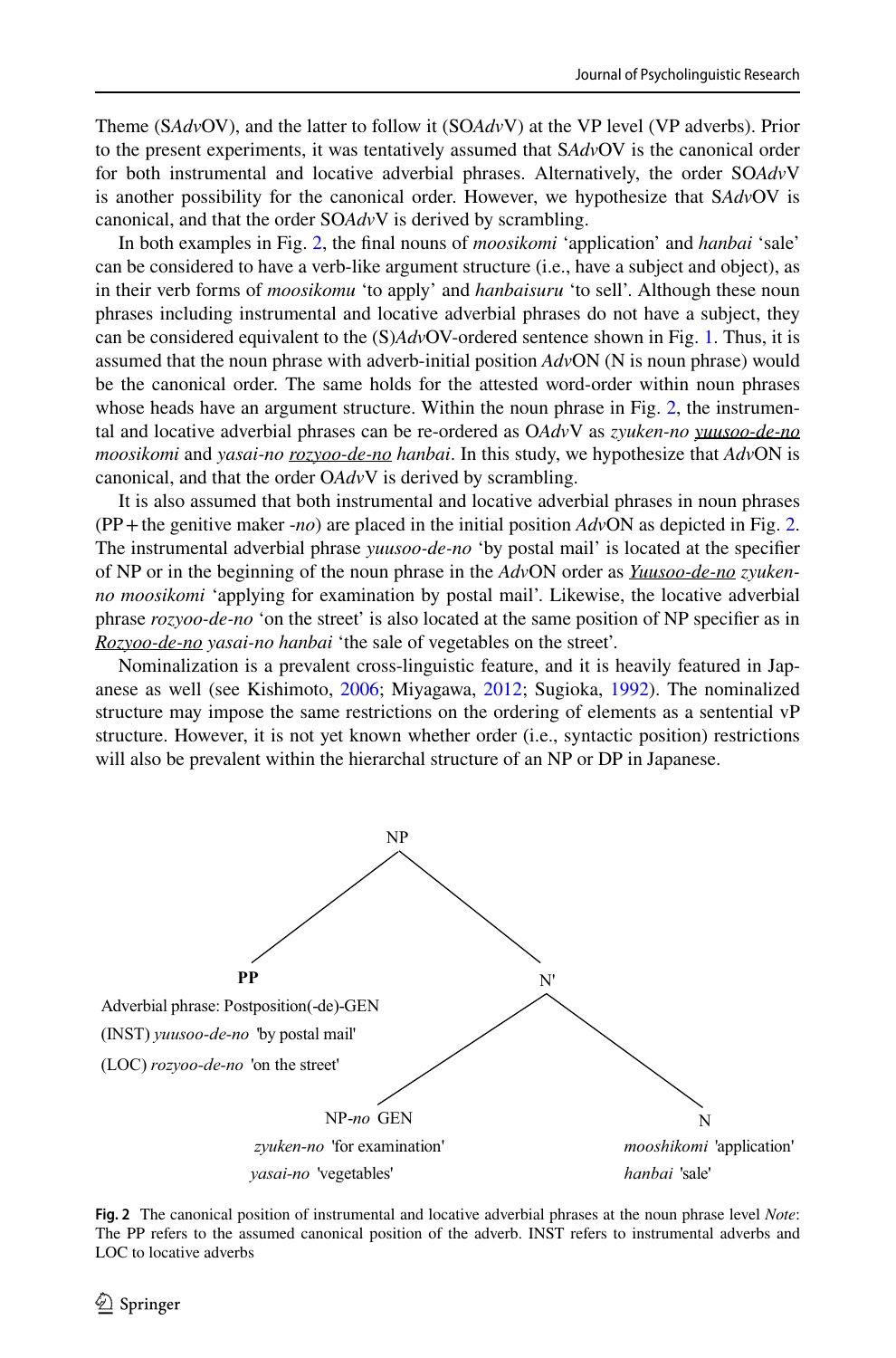Theme (S*Adv*OV), and the latter to follow it (SO*Adv*V) at the VP level (VP adverbs). Prior to the present experiments, it was tentatively assumed that S*Adv*OV is the canonical order for both instrumental and locative adverbial phrases. Alternatively, the order SO*Adv*V is another possibility for the canonical order. However, we hypothesize that S*Adv*OV is canonical, and that the order SO*Adv*V is derived by scrambling.

In both examples in Fig. 2, the final nouns of *moosikomi* 'application' and *hanbai* 'sale' can be considered to have a verb-like argument structure (i.e., have a subject and object), as in their verb forms of *moosikomu* 'to apply' and *hanbaisuru* 'to sell'. Although these noun phrases including instrumental and locative adverbial phrases do not have a subject, they can be considered equivalent to the (S)*Adv*OV-ordered sentence shown in Fig. 1. Thus, it is assumed that the noun phrase with adverb-initial position *Adv*ON (N is noun phrase) would be the canonical order. The same holds for the attested word-order within noun phrases whose heads have an argument structure. Within the noun phrase in Fig. 2, the instrumental and locative adverbial phrases can be re-ordered as O*Adv*V as *zyuken-no* <u>*yuusoo-de-no*</u> *moosikomi* and *yasai-no* <u>*rozyoo-de-no*</u> *hanbai*. In this study, we hypothesize that *Adv*ON is canonical, and that the order O*Adv*V is derived by scrambling.

It is also assumed that both instrumental and locative adverbial phrases in noun phrases (PP + the genitive maker *-no*) are placed in the initial position *Adv*ON as depicted in Fig. 2. The instrumental adverbial phrase *yuusoo-de-no* 'by postal mail' is located at the specifier of NP or in the beginning of the noun phrase in the *Adv*ON order as <u>*Yuusoo-de-no*</u> *zyuken-no moosikomi* 'applying for examination by postal mail'. Likewise, the locative adverbial phrase *rozyoo-de-no* 'on the street' is also located at the same position of NP specifier as in <u>*Rozyoo-de-no*</u> *yasai-no hanbai* 'the sale of vegetables on the street'.

Nominalization is a prevalent cross-linguistic feature, and it is heavily featured in Japanese as well (see Kishimoto, 2006; Miyagawa, 2012; Sugioka, 1992). The nominalized structure may impose the same restrictions on the ordering of elements as a sentential vP structure. However, it is not yet known whether order (i.e., syntactic position) restrictions will also be prevalent within the hierarchal structure of an NP or DP in Japanese.

```
NP
├── PP
│     Adverbial phrase: Postposition(-de)-GEN
│     (INST) yuusoo-de-no 'by postal mail'
│     (LOC) rozyoo-de-no 'on the street'
└── N'
    ├── NP-no GEN
    │     zyuken-no 'for examination'
    │     yasai-no 'vegetables'
    └── N
          mooshikomi 'application'
          hanbai 'sale'
```

**Fig. 2** The canonical position of instrumental and locative adverbial phrases at the noun phrase level *Note*: The PP refers to the assumed canonical position of the adverb. INST refers to instrumental adverbs and LOC to locative adverbs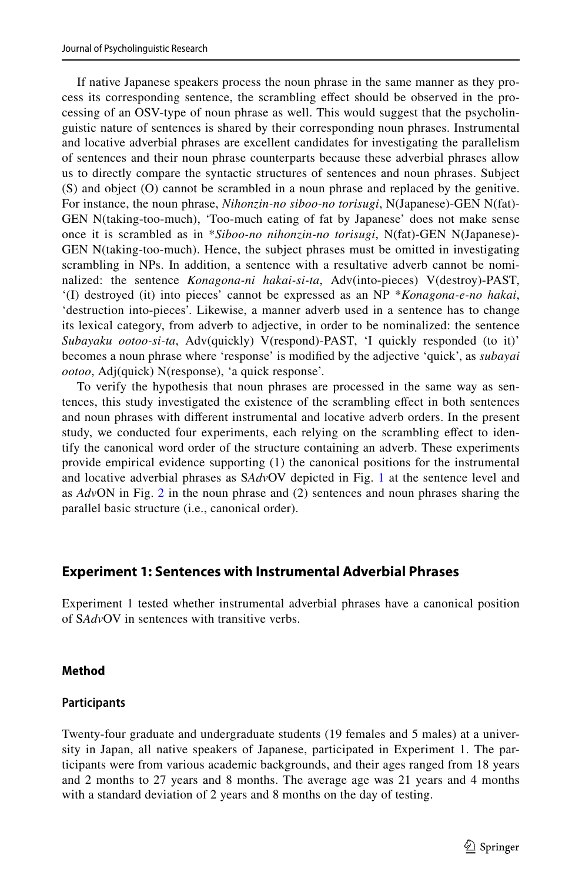If native Japanese speakers process the noun phrase in the same manner as they process its corresponding sentence, the scrambling effect should be observed in the processing of an OSV-type of noun phrase as well. This would suggest that the psycholinguistic nature of sentences is shared by their corresponding noun phrases. Instrumental and locative adverbial phrases are excellent candidates for investigating the parallelism of sentences and their noun phrase counterparts because these adverbial phrases allow us to directly compare the syntactic structures of sentences and noun phrases. Subject (S) and object (O) cannot be scrambled in a noun phrase and replaced by the genitive. For instance, the noun phrase, *Nihonzin-no siboo-no torisugi*, N(Japanese)-GEN N(fat)-GEN N(taking-too-much), 'Too-much eating of fat by Japanese' does not make sense once it is scrambled as in \**Siboo-no nihonzin-no torisugi*, N(fat)-GEN N(Japanese)-GEN N(taking-too-much). Hence, the subject phrases must be omitted in investigating scrambling in NPs. In addition, a sentence with a resultative adverb cannot be nominalized: the sentence *Konagona-ni hakai-si-ta*, Adv(into-pieces) V(destroy)-PAST, '(I) destroyed (it) into pieces' cannot be expressed as an NP \**Konagona-e-no hakai*, 'destruction into-pieces'. Likewise, a manner adverb used in a sentence has to change its lexical category, from adverb to adjective, in order to be nominalized: the sentence *Subayaku ootoo-si-ta*, Adv(quickly) V(respond)-PAST, 'I quickly responded (to it)' becomes a noun phrase where 'response' is modified by the adjective 'quick', as *subayai ootoo*, Adj(quick) N(response), 'a quick response'.

To verify the hypothesis that noun phrases are processed in the same way as sentences, this study investigated the existence of the scrambling effect in both sentences and noun phrases with different instrumental and locative adverb orders. In the present study, we conducted four experiments, each relying on the scrambling effect to identify the canonical word order of the structure containing an adverb. These experiments provide empirical evidence supporting (1) the canonical positions for the instrumental and locative adverbial phrases as S*Adv*OV depicted in Fig. 1 at the sentence level and as *Adv*ON in Fig. 2 in the noun phrase and (2) sentences and noun phrases sharing the parallel basic structure (i.e., canonical order).

## Experiment 1: Sentences with Instrumental Adverbial Phrases

Experiment 1 tested whether instrumental adverbial phrases have a canonical position of S*Adv*OV in sentences with transitive verbs.

### Method

#### Participants

Twenty-four graduate and undergraduate students (19 females and 5 males) at a university in Japan, all native speakers of Japanese, participated in Experiment 1. The participants were from various academic backgrounds, and their ages ranged from 18 years and 2 months to 27 years and 8 months. The average age was 21 years and 4 months with a standard deviation of 2 years and 8 months on the day of testing.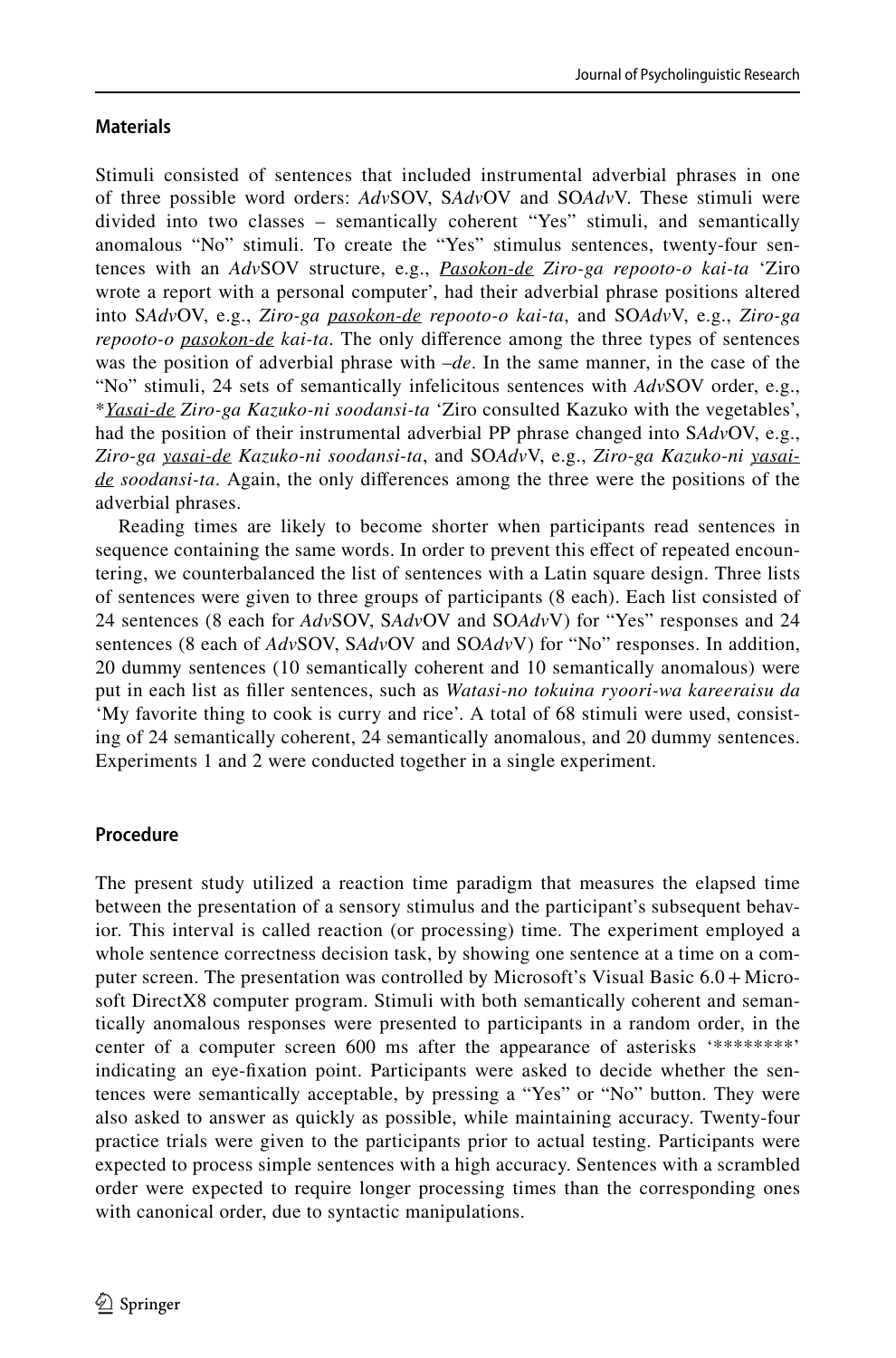### Materials

Stimuli consisted of sentences that included instrumental adverbial phrases in one of three possible word orders: *Adv*SOV, S*Adv*OV and SO*Adv*V. These stimuli were divided into two classes – semantically coherent "Yes" stimuli, and semantically anomalous "No" stimuli. To create the "Yes" stimulus sentences, twenty-four sentences with an *Adv*SOV structure, e.g., <u>*Pasokon-de*</u> *Ziro-ga repooto-o kai-ta* 'Ziro wrote a report with a personal computer', had their adverbial phrase positions altered into S*Adv*OV, e.g., *Ziro-ga* <u>*pasokon-de*</u> *repooto-o kai-ta*, and SO*Adv*V, e.g., *Ziro-ga repooto-o* <u>*pasokon-de*</u> *kai-ta*. The only difference among the three types of sentences was the position of adverbial phrase with *–de*. In the same manner, in the case of the "No" stimuli, 24 sets of semantically infelicitous sentences with *Adv*SOV order, e.g., \*<u>*Yasai-de*</u> *Ziro-ga Kazuko-ni soodansi-ta* 'Ziro consulted Kazuko with the vegetables', had the position of their instrumental adverbial PP phrase changed into S*Adv*OV, e.g., *Ziro-ga* <u>*yasai-de*</u> *Kazuko-ni soodansi-ta*, and SO*Adv*V, e.g., *Ziro-ga Kazuko-ni* <u>*yasai-de*</u> *soodansi-ta*. Again, the only differences among the three were the positions of the adverbial phrases.

Reading times are likely to become shorter when participants read sentences in sequence containing the same words. In order to prevent this effect of repeated encountering, we counterbalanced the list of sentences with a Latin square design. Three lists of sentences were given to three groups of participants (8 each). Each list consisted of 24 sentences (8 each for *Adv*SOV, S*Adv*OV and SO*Adv*V) for "Yes" responses and 24 sentences (8 each of *Adv*SOV, S*Adv*OV and SO*Adv*V) for "No" responses. In addition, 20 dummy sentences (10 semantically coherent and 10 semantically anomalous) were put in each list as filler sentences, such as *Watasi-no tokuina ryoori-wa kareeraisu da* 'My favorite thing to cook is curry and rice'. A total of 68 stimuli were used, consisting of 24 semantically coherent, 24 semantically anomalous, and 20 dummy sentences. Experiments 1 and 2 were conducted together in a single experiment.

### Procedure

The present study utilized a reaction time paradigm that measures the elapsed time between the presentation of a sensory stimulus and the participant's subsequent behavior. This interval is called reaction (or processing) time. The experiment employed a whole sentence correctness decision task, by showing one sentence at a time on a computer screen. The presentation was controlled by Microsoft's Visual Basic 6.0 + Microsoft DirectX8 computer program. Stimuli with both semantically coherent and semantically anomalous responses were presented to participants in a random order, in the center of a computer screen 600 ms after the appearance of asterisks '********' indicating an eye-fixation point. Participants were asked to decide whether the sentences were semantically acceptable, by pressing a "Yes" or "No" button. They were also asked to answer as quickly as possible, while maintaining accuracy. Twenty-four practice trials were given to the participants prior to actual testing. Participants were expected to process simple sentences with a high accuracy. Sentences with a scrambled order were expected to require longer processing times than the corresponding ones with canonical order, due to syntactic manipulations.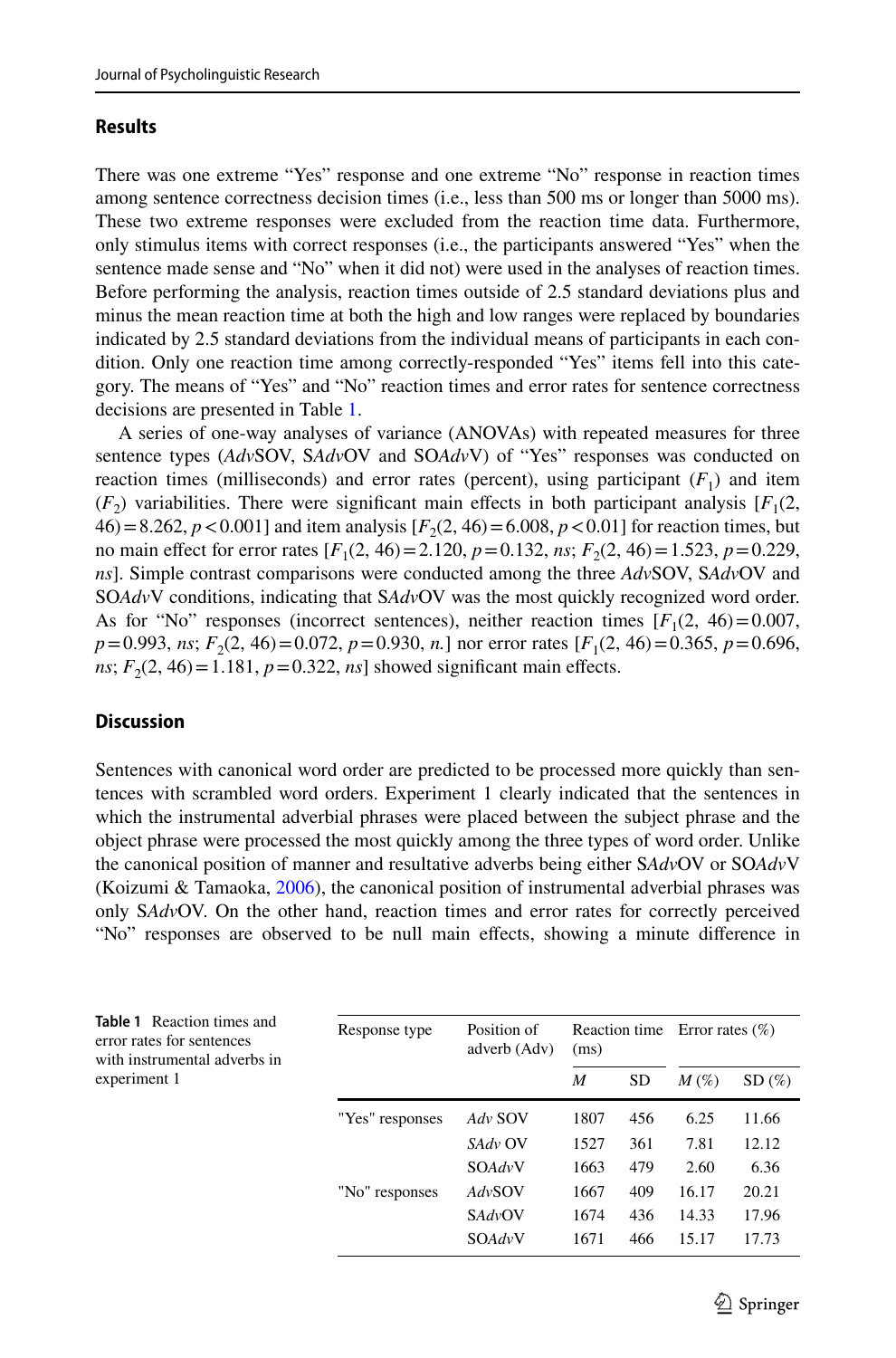## Results

There was one extreme "Yes" response and one extreme "No" response in reaction times among sentence correctness decision times (i.e., less than 500 ms or longer than 5000 ms). These two extreme responses were excluded from the reaction time data. Furthermore, only stimulus items with correct responses (i.e., the participants answered "Yes" when the sentence made sense and "No" when it did not) were used in the analyses of reaction times. Before performing the analysis, reaction times outside of 2.5 standard deviations plus and minus the mean reaction time at both the high and low ranges were replaced by boundaries indicated by 2.5 standard deviations from the individual means of participants in each condition. Only one reaction time among correctly-responded "Yes" items fell into this category. The means of "Yes" and "No" reaction times and error rates for sentence correctness decisions are presented in Table 1.

A series of one-way analyses of variance (ANOVAs) with repeated measures for three sentence types (*Adv*SOV, S*Adv*OV and SO*Adv*V) of "Yes" responses was conducted on reaction times (milliseconds) and error rates (percent), using participant ($F_1$) and item ($F_2$) variabilities. There were significant main effects in both participant analysis [$F_1(2, 46) = 8.262$, $p < 0.001$] and item analysis [$F_2(2, 46) = 6.008$, $p < 0.01$] for reaction times, but no main effect for error rates [$F_1(2, 46) = 2.120$, $p = 0.132$, *ns*; $F_2(2, 46) = 1.523$, $p = 0.229$, *ns*]. Simple contrast comparisons were conducted among the three *Adv*SOV, S*Adv*OV and SO*Adv*V conditions, indicating that S*Adv*OV was the most quickly recognized word order. As for "No" responses (incorrect sentences), neither reaction times [$F_1(2, 46) = 0.007$, $p = 0.993$, *ns*; $F_2(2, 46) = 0.072$, $p = 0.930$, *n*.] nor error rates [$F_1(2, 46) = 0.365$, $p = 0.696$, *ns*; $F_2(2, 46) = 1.181$, $p = 0.322$, *ns*] showed significant main effects.

## Discussion

Sentences with canonical word order are predicted to be processed more quickly than sentences with scrambled word orders. Experiment 1 clearly indicated that the sentences in which the instrumental adverbial phrases were placed between the subject phrase and the object phrase were processed the most quickly among the three types of word order. Unlike the canonical position of manner and resultative adverbs being either S*Adv*OV or SO*Adv*V (Koizumi & Tamaoka, 2006), the canonical position of instrumental adverbial phrases was only S*Adv*OV. On the other hand, reaction times and error rates for correctly perceived "No" responses are observed to be null main effects, showing a minute difference in

**Table 1** Reaction times and error rates for sentences with instrumental adverbs in experiment 1

| Response type | Position of adverb (Adv) | Reaction time (ms) | | Error rates (%) | |
|---|---|---|---|---|---|
| | | *M* | SD | *M* (%) | SD (%) |
| "Yes" responses | *Adv* SOV | 1807 | 456 | 6.25 | 11.66 |
| | S*Adv* OV | 1527 | 361 | 7.81 | 12.12 |
| | SO*Adv*V | 1663 | 479 | 2.60 | 6.36 |
| "No" responses | *Adv*SOV | 1667 | 409 | 16.17 | 20.21 |
| | S*Adv*OV | 1674 | 436 | 14.33 | 17.96 |
| | SO*Adv*V | 1671 | 466 | 15.17 | 17.73 |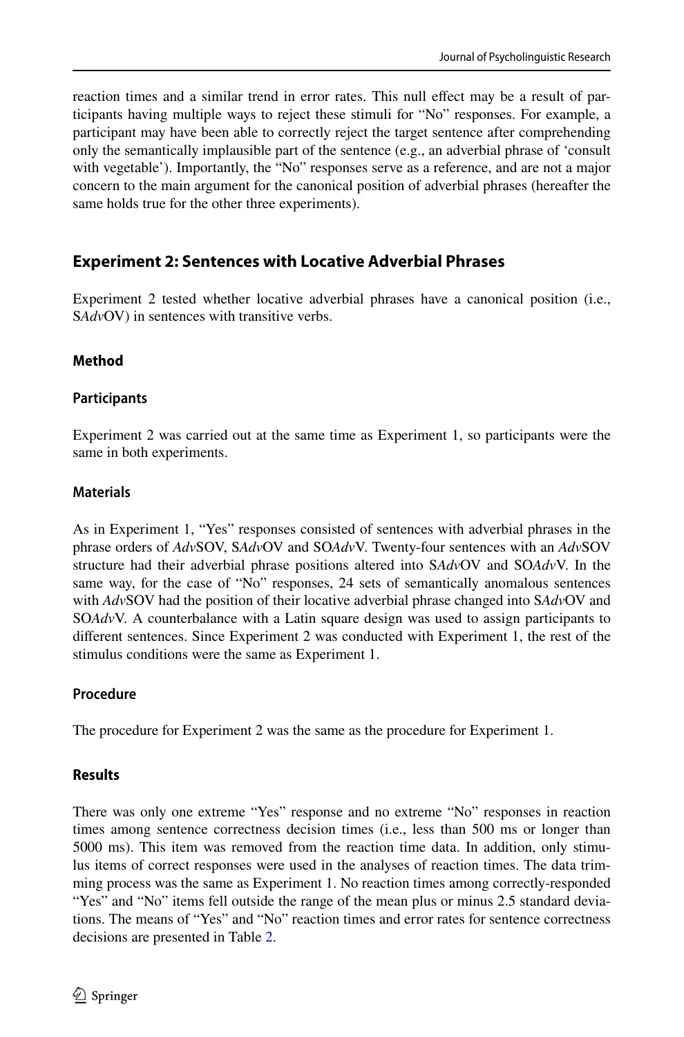reaction times and a similar trend in error rates. This null effect may be a result of participants having multiple ways to reject these stimuli for "No" responses. For example, a participant may have been able to correctly reject the target sentence after comprehending only the semantically implausible part of the sentence (e.g., an adverbial phrase of 'consult with vegetable'). Importantly, the "No" responses serve as a reference, and are not a major concern to the main argument for the canonical position of adverbial phrases (hereafter the same holds true for the other three experiments).

## Experiment 2: Sentences with Locative Adverbial Phrases

Experiment 2 tested whether locative adverbial phrases have a canonical position (i.e., S*Adv*OV) in sentences with transitive verbs.

### Method

#### Participants

Experiment 2 was carried out at the same time as Experiment 1, so participants were the same in both experiments.

#### Materials

As in Experiment 1, "Yes" responses consisted of sentences with adverbial phrases in the phrase orders of *Adv*SOV, S*Adv*OV and SO*Adv*V. Twenty-four sentences with an *Adv*SOV structure had their adverbial phrase positions altered into S*Adv*OV and SO*Adv*V. In the same way, for the case of "No" responses, 24 sets of semantically anomalous sentences with *Adv*SOV had the position of their locative adverbial phrase changed into S*Adv*OV and SO*Adv*V. A counterbalance with a Latin square design was used to assign participants to different sentences. Since Experiment 2 was conducted with Experiment 1, the rest of the stimulus conditions were the same as Experiment 1.

#### Procedure

The procedure for Experiment 2 was the same as the procedure for Experiment 1.

### Results

There was only one extreme "Yes" response and no extreme "No" responses in reaction times among sentence correctness decision times (i.e., less than 500 ms or longer than 5000 ms). This item was removed from the reaction time data. In addition, only stimulus items of correct responses were used in the analyses of reaction times. The data trimming process was the same as Experiment 1. No reaction times among correctly-responded "Yes" and "No" items fell outside the range of the mean plus or minus 2.5 standard deviations. The means of "Yes" and "No" reaction times and error rates for sentence correctness decisions are presented in Table 2.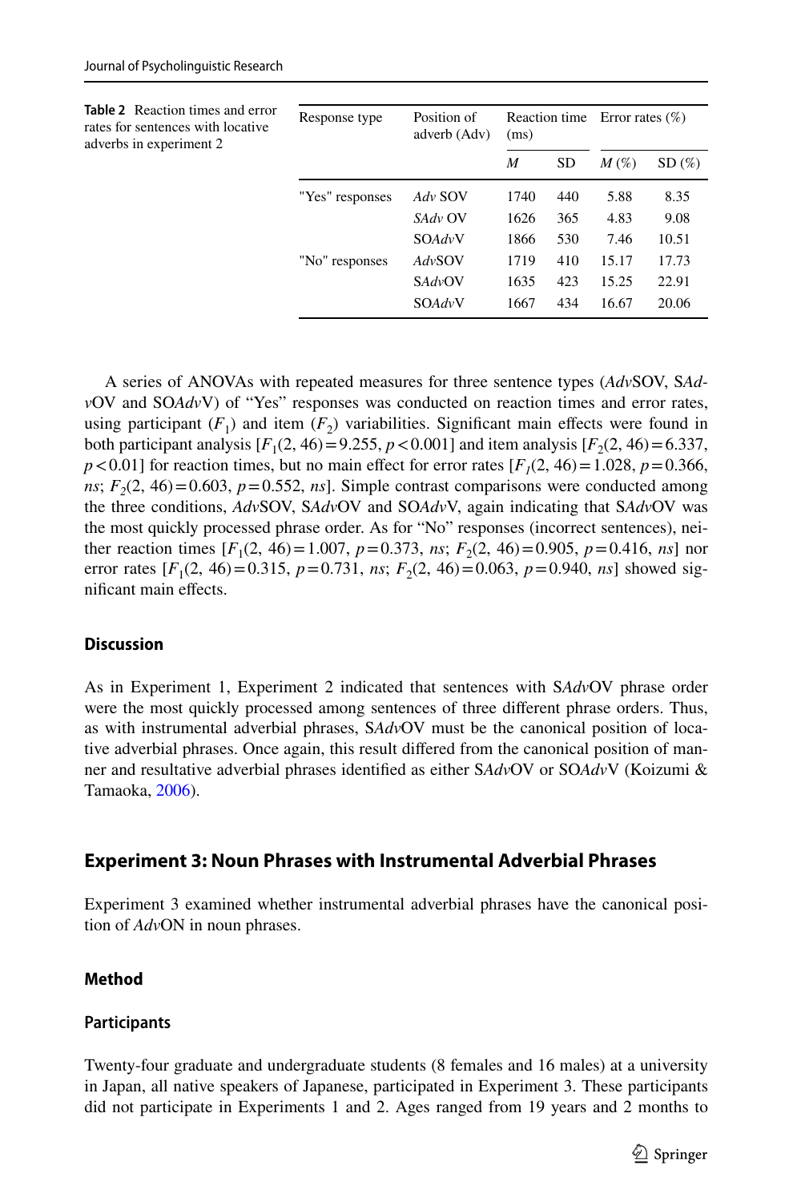**Table 2** Reaction times and error rates for sentences with locative adverbs in experiment 2

| Response type | Position of adverb (Adv) | Reaction time (ms) | | Error rates (%) | |
|---|---|---|---|---|---|
| | | *M* | SD | *M* (%) | SD (%) |
| "Yes" responses | *Adv* SOV | 1740 | 440 | 5.88 | 8.35 |
| | *SAdv* OV | 1626 | 365 | 4.83 | 9.08 |
| | SO*Adv*V | 1866 | 530 | 7.46 | 10.51 |
| "No" responses | *Adv*SOV | 1719 | 410 | 15.17 | 17.73 |
| | S*Adv*OV | 1635 | 423 | 15.25 | 22.91 |
| | SO*Adv*V | 1667 | 434 | 16.67 | 20.06 |

A series of ANOVAs with repeated measures for three sentence types (*Adv*SOV, S*Adv*OV and SO*Adv*V) of "Yes" responses was conducted on reaction times and error rates, using participant ($F_1$) and item ($F_2$) variabilities. Significant main effects were found in both participant analysis [$F_1(2, 46) = 9.255$, $p < 0.001$] and item analysis [$F_2(2, 46) = 6.337$, $p < 0.01$] for reaction times, but no main effect for error rates [$F_1(2, 46) = 1.028$, $p = 0.366$, *ns*; $F_2(2, 46) = 0.603$, $p = 0.552$, *ns*]. Simple contrast comparisons were conducted among the three conditions, *Adv*SOV, S*Adv*OV and SO*Adv*V, again indicating that S*Adv*OV was the most quickly processed phrase order. As for "No" responses (incorrect sentences), neither reaction times [$F_1(2, 46) = 1.007$, $p = 0.373$, *ns*; $F_2(2, 46) = 0.905$, $p = 0.416$, *ns*] nor error rates [$F_1(2, 46) = 0.315$, $p = 0.731$, *ns*; $F_2(2, 46) = 0.063$, $p = 0.940$, *ns*] showed significant main effects.

### Discussion

As in Experiment 1, Experiment 2 indicated that sentences with S*Adv*OV phrase order were the most quickly processed among sentences of three different phrase orders. Thus, as with instrumental adverbial phrases, S*Adv*OV must be the canonical position of locative adverbial phrases. Once again, this result differed from the canonical position of manner and resultative adverbial phrases identified as either S*Adv*OV or SO*Adv*V (Koizumi & Tamaoka, 2006).

## Experiment 3: Noun Phrases with Instrumental Adverbial Phrases

Experiment 3 examined whether instrumental adverbial phrases have the canonical position of *Adv*ON in noun phrases.

### Method

#### Participants

Twenty-four graduate and undergraduate students (8 females and 16 males) at a university in Japan, all native speakers of Japanese, participated in Experiment 3. These participants did not participate in Experiments 1 and 2. Ages ranged from 19 years and 2 months to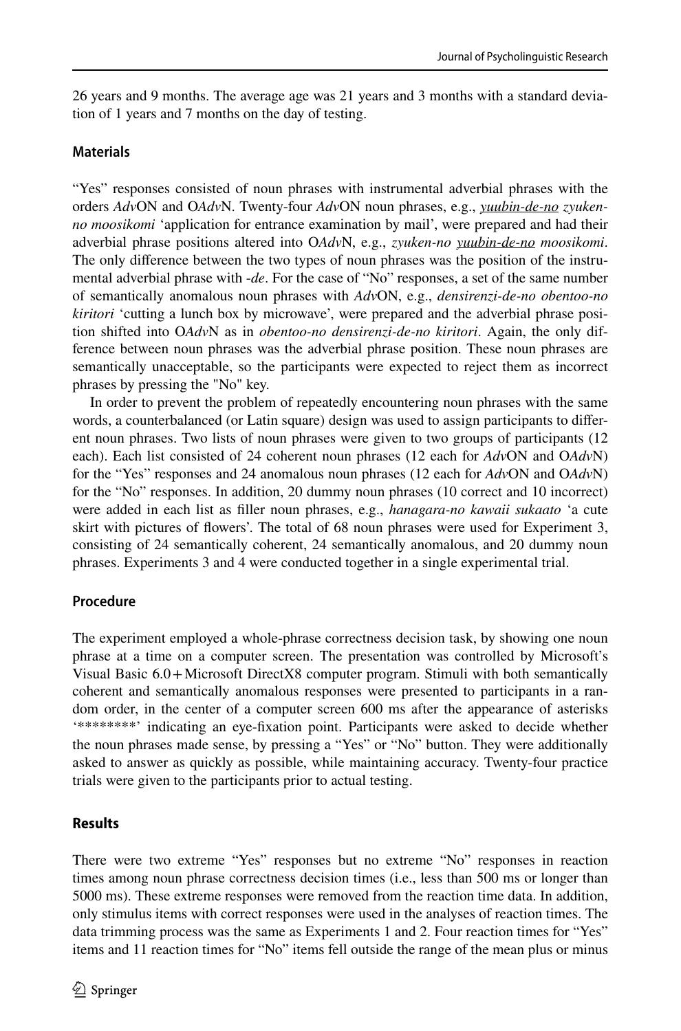26 years and 9 months. The average age was 21 years and 3 months with a standard deviation of 1 years and 7 months on the day of testing.

### Materials

"Yes" responses consisted of noun phrases with instrumental adverbial phrases with the orders *Adv*ON and O*Adv*N. Twenty-four *Adv*ON noun phrases, e.g., <u>*yuubin-de-no*</u> *zyuken-no moosikomi* 'application for entrance examination by mail', were prepared and had their adverbial phrase positions altered into O*Adv*N, e.g., *zyuken-no* <u>*yuubin-de-no*</u> *moosikomi*. The only difference between the two types of noun phrases was the position of the instrumental adverbial phrase with *-de*. For the case of "No" responses, a set of the same number of semantically anomalous noun phrases with *Adv*ON, e.g., *densirenzi-de-no obentoo-no kiritori* 'cutting a lunch box by microwave', were prepared and the adverbial phrase position shifted into O*Adv*N as in *obentoo-no densirenzi-de-no kiritori*. Again, the only difference between noun phrases was the adverbial phrase position. These noun phrases are semantically unacceptable, so the participants were expected to reject them as incorrect phrases by pressing the "No" key.

In order to prevent the problem of repeatedly encountering noun phrases with the same words, a counterbalanced (or Latin square) design was used to assign participants to different noun phrases. Two lists of noun phrases were given to two groups of participants (12 each). Each list consisted of 24 coherent noun phrases (12 each for *Adv*ON and O*Adv*N) for the "Yes" responses and 24 anomalous noun phrases (12 each for *Adv*ON and O*Adv*N) for the "No" responses. In addition, 20 dummy noun phrases (10 correct and 10 incorrect) were added in each list as filler noun phrases, e.g., *hanagara-no kawaii sukaato* 'a cute skirt with pictures of flowers'. The total of 68 noun phrases were used for Experiment 3, consisting of 24 semantically coherent, 24 semantically anomalous, and 20 dummy noun phrases. Experiments 3 and 4 were conducted together in a single experimental trial.

### Procedure

The experiment employed a whole-phrase correctness decision task, by showing one noun phrase at a time on a computer screen. The presentation was controlled by Microsoft's Visual Basic 6.0 + Microsoft DirectX8 computer program. Stimuli with both semantically coherent and semantically anomalous responses were presented to participants in a random order, in the center of a computer screen 600 ms after the appearance of asterisks '********' indicating an eye-fixation point. Participants were asked to decide whether the noun phrases made sense, by pressing a "Yes" or "No" button. They were additionally asked to answer as quickly as possible, while maintaining accuracy. Twenty-four practice trials were given to the participants prior to actual testing.

### Results

There were two extreme "Yes" responses but no extreme "No" responses in reaction times among noun phrase correctness decision times (i.e., less than 500 ms or longer than 5000 ms). These extreme responses were removed from the reaction time data. In addition, only stimulus items with correct responses were used in the analyses of reaction times. The data trimming process was the same as Experiments 1 and 2. Four reaction times for "Yes" items and 11 reaction times for "No" items fell outside the range of the mean plus or minus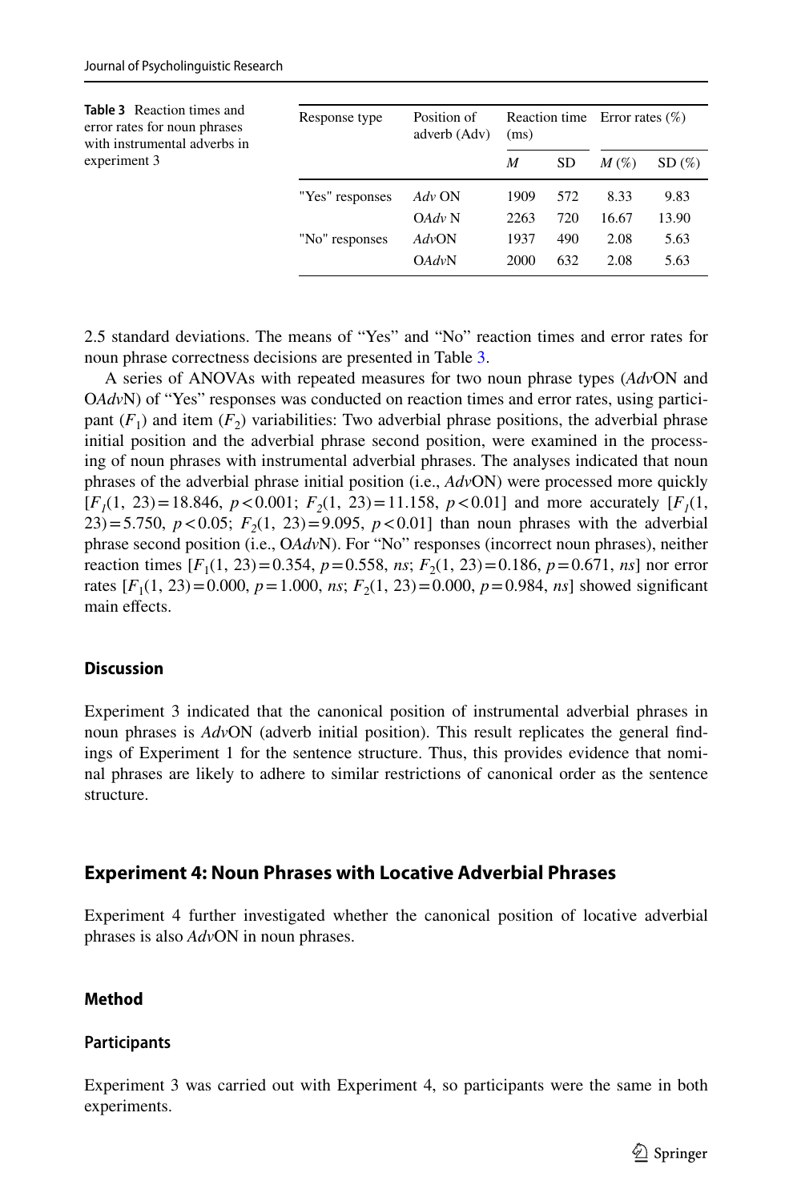**Table 3** Reaction times and error rates for noun phrases with instrumental adverbs in experiment 3

| Response type | Position of adverb (Adv) | Reaction time (ms) | | Error rates (%) | |
|---|---|---|---|---|---|
| | | *M* | SD | *M* (%) | SD (%) |
| "Yes" responses | *Adv* ON | 1909 | 572 | 8.33 | 9.83 |
| | O*Adv* N | 2263 | 720 | 16.67 | 13.90 |
| "No" responses | *Adv*ON | 1937 | 490 | 2.08 | 5.63 |
| | O*Adv*N | 2000 | 632 | 2.08 | 5.63 |

2.5 standard deviations. The means of "Yes" and "No" reaction times and error rates for noun phrase correctness decisions are presented in Table 3.

A series of ANOVAs with repeated measures for two noun phrase types (*Adv*ON and O*Adv*N) of "Yes" responses was conducted on reaction times and error rates, using participant ($F_1$) and item ($F_2$) variabilities: Two adverbial phrase positions, the adverbial phrase initial position and the adverbial phrase second position, were examined in the processing of noun phrases with instrumental adverbial phrases. The analyses indicated that noun phrases of the adverbial phrase initial position (i.e., *Adv*ON) were processed more quickly [$F_1(1, 23) = 18.846$, $p < 0.001$; $F_2(1, 23) = 11.158$, $p < 0.01$] and more accurately [$F_1(1, 23) = 5.750$, $p < 0.05$; $F_2(1, 23) = 9.095$, $p < 0.01$] than noun phrases with the adverbial phrase second position (i.e., O*Adv*N). For "No" responses (incorrect noun phrases), neither reaction times [$F_1(1, 23) = 0.354$, $p = 0.558$, *ns*; $F_2(1, 23) = 0.186$, $p = 0.671$, *ns*] nor error rates [$F_1(1, 23) = 0.000$, $p = 1.000$, *ns*; $F_2(1, 23) = 0.000$, $p = 0.984$, *ns*] showed significant main effects.

### Discussion

Experiment 3 indicated that the canonical position of instrumental adverbial phrases in noun phrases is *Adv*ON (adverb initial position). This result replicates the general findings of Experiment 1 for the sentence structure. Thus, this provides evidence that nominal phrases are likely to adhere to similar restrictions of canonical order as the sentence structure.

## Experiment 4: Noun Phrases with Locative Adverbial Phrases

Experiment 4 further investigated whether the canonical position of locative adverbial phrases is also *Adv*ON in noun phrases.

### Method

#### Participants

Experiment 3 was carried out with Experiment 4, so participants were the same in both experiments.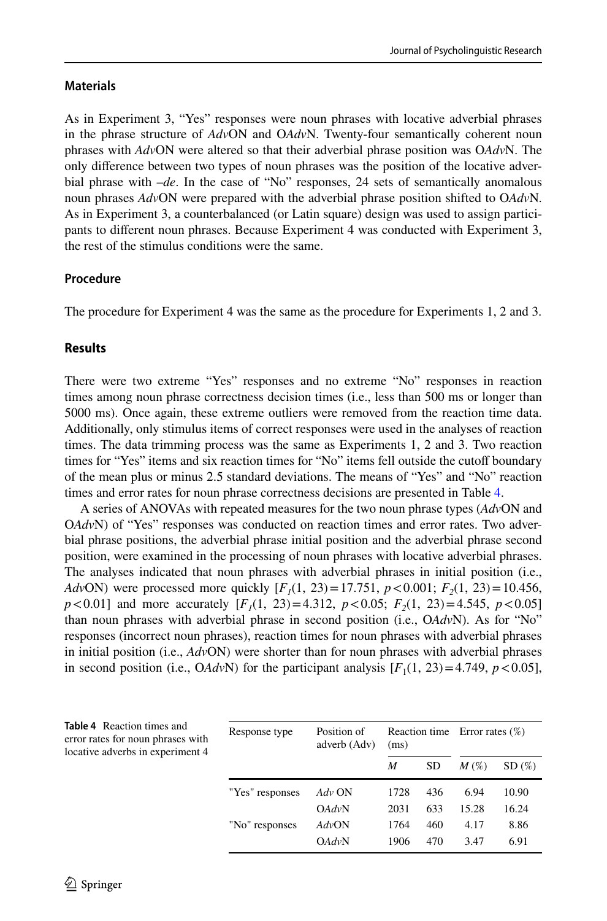### Materials

As in Experiment 3, "Yes" responses were noun phrases with locative adverbial phrases in the phrase structure of *Adv*ON and O*Adv*N. Twenty-four semantically coherent noun phrases with *Adv*ON were altered so that their adverbial phrase position was O*Adv*N. The only difference between two types of noun phrases was the position of the locative adverbial phrase with *–de*. In the case of "No" responses, 24 sets of semantically anomalous noun phrases *Adv*ON were prepared with the adverbial phrase position shifted to O*Adv*N. As in Experiment 3, a counterbalanced (or Latin square) design was used to assign participants to different noun phrases. Because Experiment 4 was conducted with Experiment 3, the rest of the stimulus conditions were the same.

### Procedure

The procedure for Experiment 4 was the same as the procedure for Experiments 1, 2 and 3.

### Results

There were two extreme "Yes" responses and no extreme "No" responses in reaction times among noun phrase correctness decision times (i.e., less than 500 ms or longer than 5000 ms). Once again, these extreme outliers were removed from the reaction time data. Additionally, only stimulus items of correct responses were used in the analyses of reaction times. The data trimming process was the same as Experiments 1, 2 and 3. Two reaction times for "Yes" items and six reaction times for "No" items fell outside the cutoff boundary of the mean plus or minus 2.5 standard deviations. The means of "Yes" and "No" reaction times and error rates for noun phrase correctness decisions are presented in Table 4.

A series of ANOVAs with repeated measures for the two noun phrase types (*Adv*ON and O*Adv*N) of "Yes" responses was conducted on reaction times and error rates. Two adverbial phrase positions, the adverbial phrase initial position and the adverbial phrase second position, were examined in the processing of noun phrases with locative adverbial phrases. The analyses indicated that noun phrases with adverbial phrases in initial position (i.e., *Adv*ON) were processed more quickly [$F_1(1, 23) = 17.751$, $p < 0.001$; $F_2(1, 23) = 10.456$, $p < 0.01$] and more accurately [$F_1(1, 23) = 4.312$, $p < 0.05$; $F_2(1, 23) = 4.545$, $p < 0.05$] than noun phrases with adverbial phrase in second position (i.e., O*Adv*N). As for "No" responses (incorrect noun phrases), reaction times for noun phrases with adverbial phrases in initial position (i.e., *Adv*ON) were shorter than for noun phrases with adverbial phrases in second position (i.e., O*Adv*N) for the participant analysis [$F_1(1, 23) = 4.749$, $p < 0.05$],

**Table 4** Reaction times and error rates for noun phrases with locative adverbs in experiment 4

| Response type | Position of adverb (Adv) | Reaction time (ms) | | Error rates (%) | |
|---|---|---|---|---|---|
| | | *M* | SD | *M* (%) | SD (%) |
| "Yes" responses | *Adv* ON | 1728 | 436 | 6.94 | 10.90 |
| | O*Adv*N | 2031 | 633 | 15.28 | 16.24 |
| "No" responses | *Adv*ON | 1764 | 460 | 4.17 | 8.86 |
| | O*Adv*N | 1906 | 470 | 3.47 | 6.91 |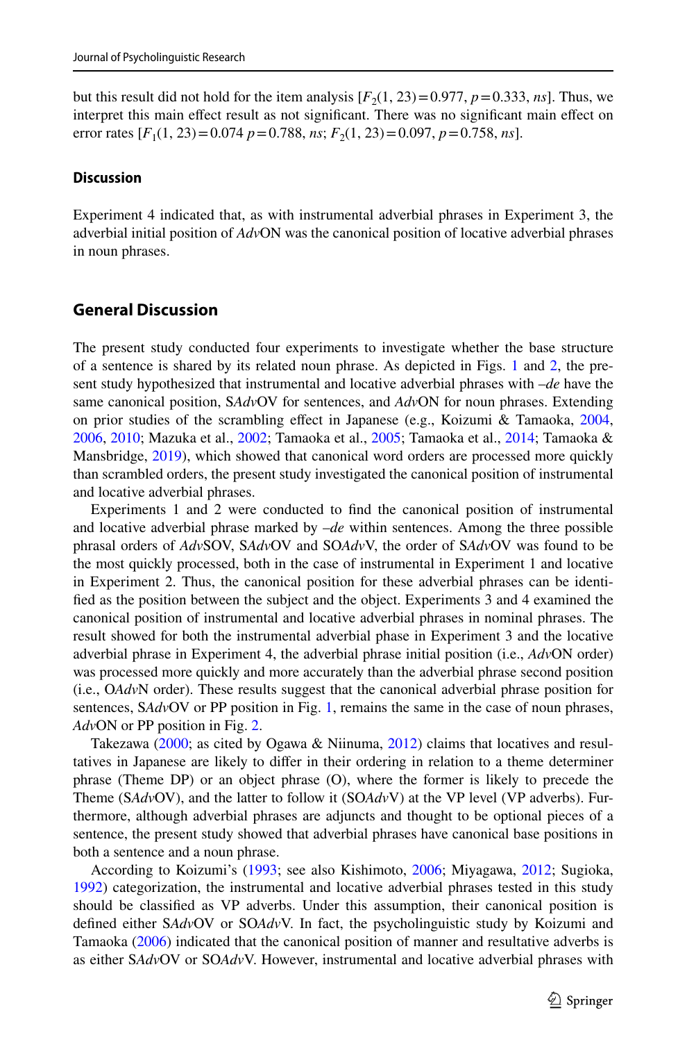but this result did not hold for the item analysis [$F_2(1, 23) = 0.977$, $p = 0.333$, *ns*]. Thus, we interpret this main effect result as not significant. There was no significant main effect on error rates [$F_1(1, 23) = 0.074$ $p = 0.788$, *ns*; $F_2(1, 23) = 0.097$, $p = 0.758$, *ns*].

### Discussion

Experiment 4 indicated that, as with instrumental adverbial phrases in Experiment 3, the adverbial initial position of *Adv*ON was the canonical position of locative adverbial phrases in noun phrases.

## General Discussion

The present study conducted four experiments to investigate whether the base structure of a sentence is shared by its related noun phrase. As depicted in Figs. 1 and 2, the present study hypothesized that instrumental and locative adverbial phrases with *–de* have the same canonical position, S*Adv*OV for sentences, and *Adv*ON for noun phrases. Extending on prior studies of the scrambling effect in Japanese (e.g., Koizumi & Tamaoka, 2004, 2006, 2010; Mazuka et al., 2002; Tamaoka et al., 2005; Tamaoka et al., 2014; Tamaoka & Mansbridge, 2019), which showed that canonical word orders are processed more quickly than scrambled orders, the present study investigated the canonical position of instrumental and locative adverbial phrases.

Experiments 1 and 2 were conducted to find the canonical position of instrumental and locative adverbial phrase marked by *–de* within sentences. Among the three possible phrasal orders of *Adv*SOV, S*Adv*OV and SO*Adv*V, the order of S*Adv*OV was found to be the most quickly processed, both in the case of instrumental in Experiment 1 and locative in Experiment 2. Thus, the canonical position for these adverbial phrases can be identified as the position between the subject and the object. Experiments 3 and 4 examined the canonical position of instrumental and locative adverbial phrases in nominal phrases. The result showed for both the instrumental adverbial phase in Experiment 3 and the locative adverbial phrase in Experiment 4, the adverbial phrase initial position (i.e., *Adv*ON order) was processed more quickly and more accurately than the adverbial phrase second position (i.e., O*Adv*N order). These results suggest that the canonical adverbial phrase position for sentences, S*Adv*OV or PP position in Fig. 1, remains the same in the case of noun phrases, *Adv*ON or PP position in Fig. 2.

Takezawa (2000; as cited by Ogawa & Niinuma, 2012) claims that locatives and resultatives in Japanese are likely to differ in their ordering in relation to a theme determiner phrase (Theme DP) or an object phrase (O), where the former is likely to precede the Theme (S*Adv*OV), and the latter to follow it (SO*Adv*V) at the VP level (VP adverbs). Furthermore, although adverbial phrases are adjuncts and thought to be optional pieces of a sentence, the present study showed that adverbial phrases have canonical base positions in both a sentence and a noun phrase.

According to Koizumi's (1993; see also Kishimoto, 2006; Miyagawa, 2012; Sugioka, 1992) categorization, the instrumental and locative adverbial phrases tested in this study should be classified as VP adverbs. Under this assumption, their canonical position is defined either S*Adv*OV or SO*Adv*V. In fact, the psycholinguistic study by Koizumi and Tamaoka (2006) indicated that the canonical position of manner and resultative adverbs is as either S*Adv*OV or SO*Adv*V. However, instrumental and locative adverbial phrases with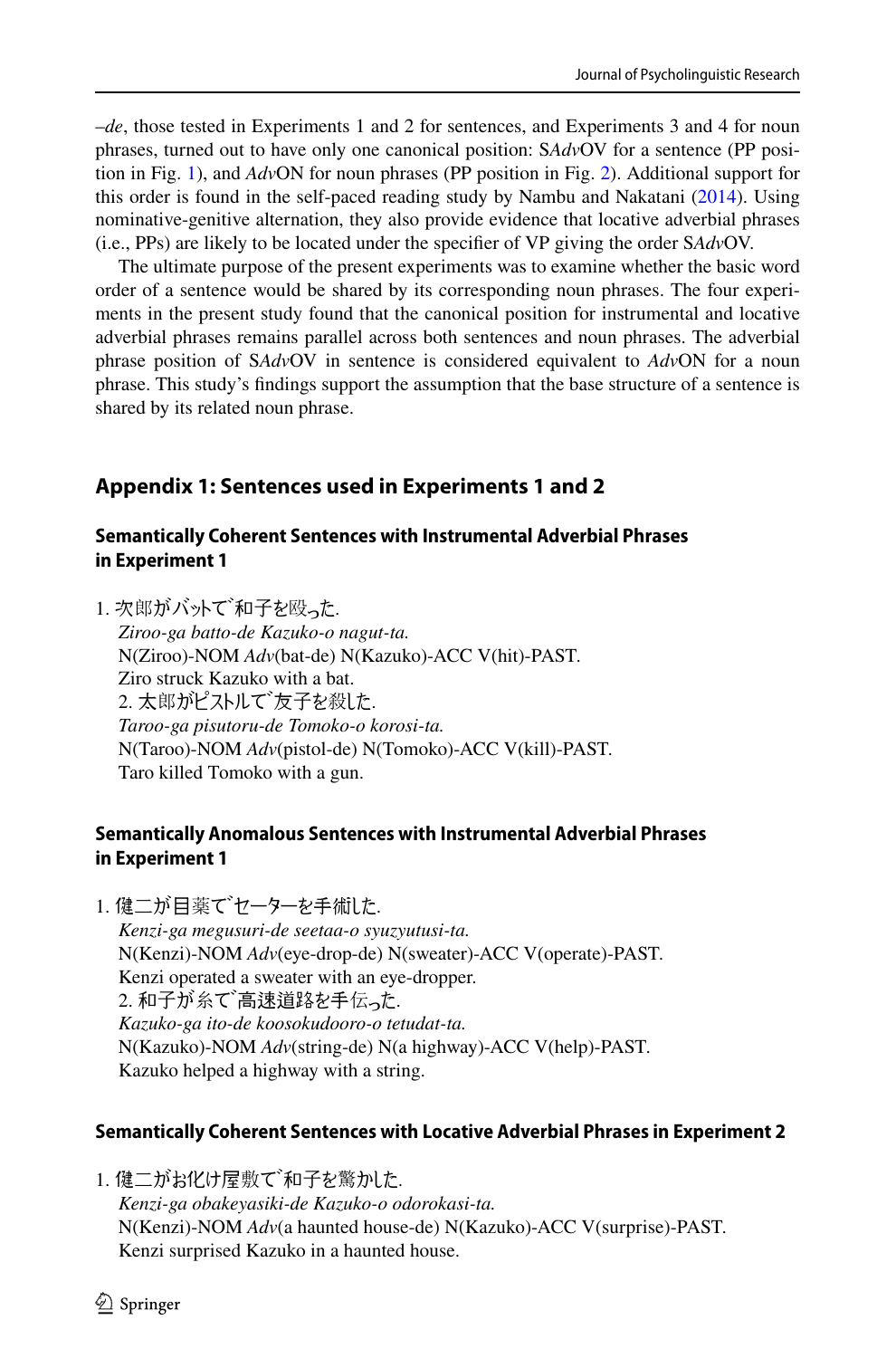*–de*, those tested in Experiments 1 and 2 for sentences, and Experiments 3 and 4 for noun phrases, turned out to have only one canonical position: S*Adv*OV for a sentence (PP position in Fig. 1), and *Adv*ON for noun phrases (PP position in Fig. 2). Additional support for this order is found in the self-paced reading study by Nambu and Nakatani (2014). Using nominative-genitive alternation, they also provide evidence that locative adverbial phrases (i.e., PPs) are likely to be located under the specifier of VP giving the order S*Adv*OV.

The ultimate purpose of the present experiments was to examine whether the basic word order of a sentence would be shared by its corresponding noun phrases. The four experiments in the present study found that the canonical position for instrumental and locative adverbial phrases remains parallel across both sentences and noun phrases. The adverbial phrase position of S*Adv*OV in sentence is considered equivalent to *Adv*ON for a noun phrase. This study's findings support the assumption that the base structure of a sentence is shared by its related noun phrase.

## Appendix 1: Sentences used in Experiments 1 and 2

### Semantically Coherent Sentences with Instrumental Adverbial Phrases in Experiment 1

1. 次郎がバットで和子を殴った.
*Ziroo-ga batto-de Kazuko-o nagut-ta.*
N(Ziroo)-NOM *Adv*(bat-de) N(Kazuko)-ACC V(hit)-PAST.
Ziro struck Kazuko with a bat.
2. 太郎がピストルで友子を殺した.
*Taroo-ga pisutoru-de Tomoko-o korosi-ta.*
N(Taroo)-NOM *Adv*(pistol-de) N(Tomoko)-ACC V(kill)-PAST.
Taro killed Tomoko with a gun.

### Semantically Anomalous Sentences with Instrumental Adverbial Phrases in Experiment 1

1. 健二が目薬でセーターを手術した.
*Kenzi-ga megusuri-de seetaa-o syuzyutusi-ta.*
N(Kenzi)-NOM *Adv*(eye-drop-de) N(sweater)-ACC V(operate)-PAST.
Kenzi operated a sweater with an eye-dropper.
2. 和子が糸で高速道路を手伝った.
*Kazuko-ga ito-de koosokudooro-o tetudat-ta.*
N(Kazuko)-NOM *Adv*(string-de) N(a highway)-ACC V(help)-PAST.
Kazuko helped a highway with a string.

### Semantically Coherent Sentences with Locative Adverbial Phrases in Experiment 2

1. 健二がお化け屋敷で和子を驚かした.
*Kenzi-ga obakeyasiki-de Kazuko-o odorokasi-ta.*
N(Kenzi)-NOM *Adv*(a haunted house-de) N(Kazuko)-ACC V(surprise)-PAST.
Kenzi surprised Kazuko in a haunted house.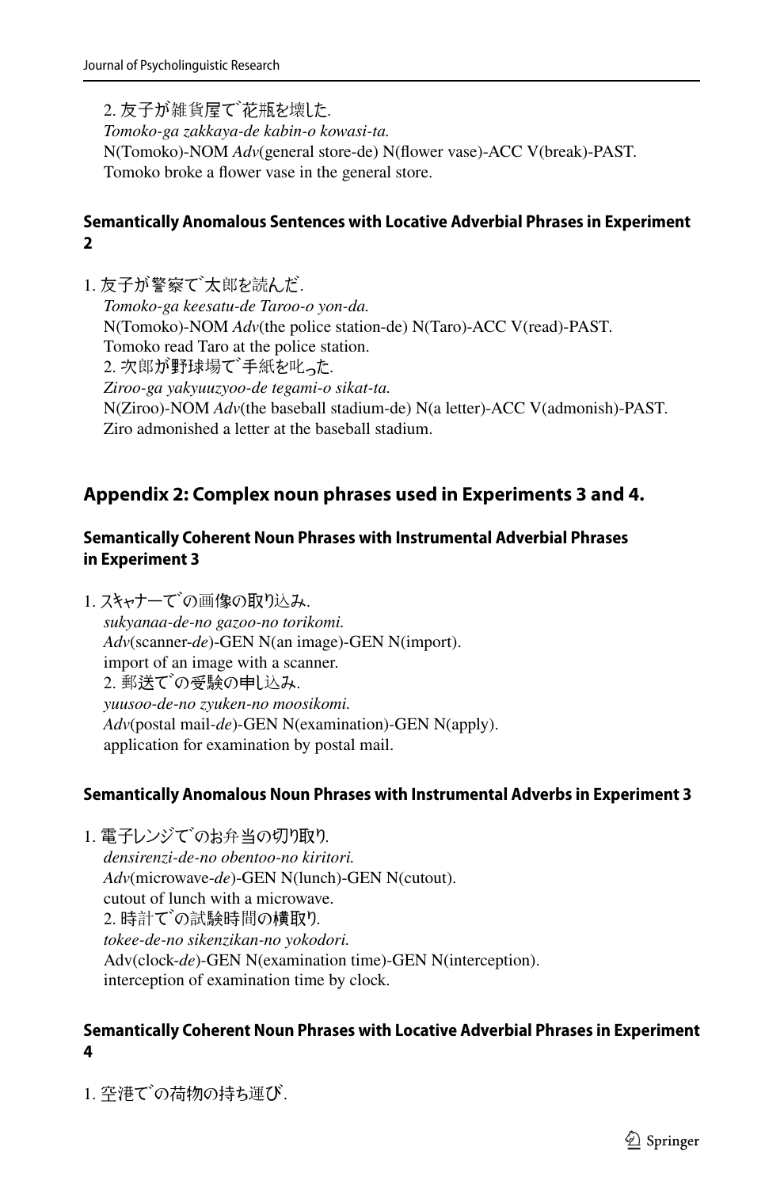2. 友子が雑貨屋で花瓶を壊した.
*Tomoko-ga zakkaya-de kabin-o kowasi-ta.*
N(Tomoko)-NOM *Adv*(general store-de) N(flower vase)-ACC V(break)-PAST.
Tomoko broke a flower vase in the general store.

#### Semantically Anomalous Sentences with Locative Adverbial Phrases in Experiment 2

1. 友子が警察で太郎を読んだ.
*Tomoko-ga keesatu-de Taroo-o yon-da.*
N(Tomoko)-NOM *Adv*(the police station-de) N(Taro)-ACC V(read)-PAST.
Tomoko read Taro at the police station.
2. 次郎が野球場で手紙を叱った.
*Ziroo-ga yakyuuzyoo-de tegami-o sikat-ta.*
N(Ziroo)-NOM *Adv*(the baseball stadium-de) N(a letter)-ACC V(admonish)-PAST.
Ziro admonished a letter at the baseball stadium.

## Appendix 2: Complex noun phrases used in Experiments 3 and 4.

#### Semantically Coherent Noun Phrases with Instrumental Adverbial Phrases in Experiment 3

1. スキャナーでの画像の取り込み.
*sukyanaa-de-no gazoo-no torikomi.*
*Adv*(scanner-*de*)-GEN N(an image)-GEN N(import).
import of an image with a scanner.
2. 郵送での受験の申し込み.
*yuusoo-de-no zyuken-no moosikomi.*
*Adv*(postal mail-*de*)-GEN N(examination)-GEN N(apply).
application for examination by postal mail.

#### Semantically Anomalous Noun Phrases with Instrumental Adverbs in Experiment 3

1. 電子レンジでのお弁当の切り取り.
*densirenzi-de-no obentoo-no kiritori.*
*Adv*(microwave-*de*)-GEN N(lunch)-GEN N(cutout).
cutout of lunch with a microwave.
2. 時計での試験時間の横取り.
*tokee-de-no sikenzikan-no yokodori.*
Adv(clock-*de*)-GEN N(examination time)-GEN N(interception).
interception of examination time by clock.

#### Semantically Coherent Noun Phrases with Locative Adverbial Phrases in Experiment 4

1. 空港での荷物の持ち運び.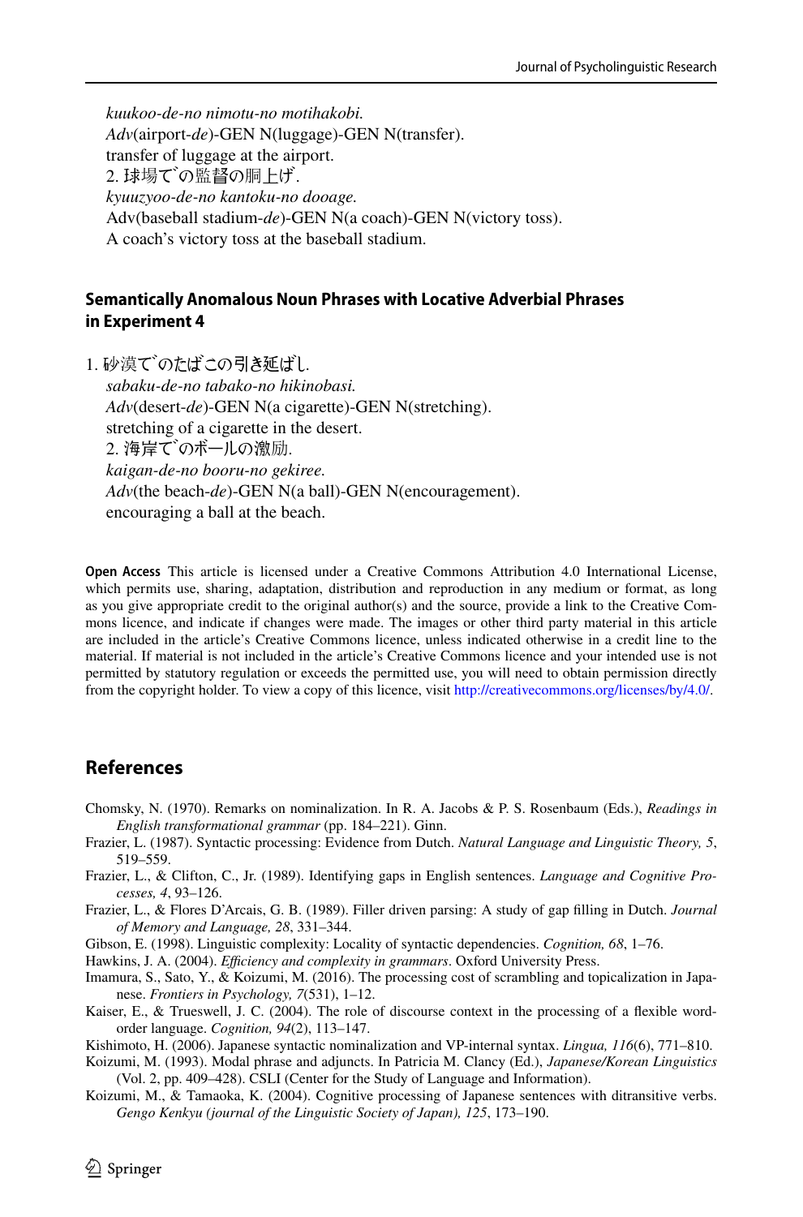*kuukoo-de-no nimotu-no motihakobi.*
*Adv*(airport-*de*)-GEN N(luggage)-GEN N(transfer).
transfer of luggage at the airport.
2. 球場での監督の胴上げ.
*kyuuzyoo-de-no kantoku-no dooage.*
Adv(baseball stadium-*de*)-GEN N(a coach)-GEN N(victory toss).
A coach's victory toss at the baseball stadium.

### Semantically Anomalous Noun Phrases with Locative Adverbial Phrases in Experiment 4

1. 砂漠でのたばこの引き延ばし.
*sabaku-de-no tabako-no hikinobasi.*
*Adv*(desert-*de*)-GEN N(a cigarette)-GEN N(stretching).
stretching of a cigarette in the desert.
2. 海岸でのボールの激励.
*kaigan-de-no booru-no gekiree.*
*Adv*(the beach-*de*)-GEN N(a ball)-GEN N(encouragement).
encouraging a ball at the beach.

**Open Access** This article is licensed under a Creative Commons Attribution 4.0 International License, which permits use, sharing, adaptation, distribution and reproduction in any medium or format, as long as you give appropriate credit to the original author(s) and the source, provide a link to the Creative Commons licence, and indicate if changes were made. The images or other third party material in this article are included in the article's Creative Commons licence, unless indicated otherwise in a credit line to the material. If material is not included in the article's Creative Commons licence and your intended use is not permitted by statutory regulation or exceeds the permitted use, you will need to obtain permission directly from the copyright holder. To view a copy of this licence, visit http://creativecommons.org/licenses/by/4.0/.

## References

Chomsky, N. (1970). Remarks on nominalization. In R. A. Jacobs & P. S. Rosenbaum (Eds.), *Readings in English transformational grammar* (pp. 184–221). Ginn.

Frazier, L. (1987). Syntactic processing: Evidence from Dutch. *Natural Language and Linguistic Theory, 5*, 519–559.

Frazier, L., & Clifton, C., Jr. (1989). Identifying gaps in English sentences. *Language and Cognitive Processes, 4*, 93–126.

Frazier, L., & Flores D'Arcais, G. B. (1989). Filler driven parsing: A study of gap filling in Dutch. *Journal of Memory and Language, 28*, 331–344.

Gibson, E. (1998). Linguistic complexity: Locality of syntactic dependencies. *Cognition, 68*, 1–76.

Hawkins, J. A. (2004). *Efficiency and complexity in grammars*. Oxford University Press.

Imamura, S., Sato, Y., & Koizumi, M. (2016). The processing cost of scrambling and topicalization in Japanese. *Frontiers in Psychology, 7*(531), 1–12.

Kaiser, E., & Trueswell, J. C. (2004). The role of discourse context in the processing of a flexible word-order language. *Cognition, 94*(2), 113–147.

Kishimoto, H. (2006). Japanese syntactic nominalization and VP-internal syntax. *Lingua, 116*(6), 771–810.

Koizumi, M. (1993). Modal phrase and adjuncts. In Patricia M. Clancy (Ed.), *Japanese/Korean Linguistics* (Vol. 2, pp. 409–428). CSLI (Center for the Study of Language and Information).

Koizumi, M., & Tamaoka, K. (2004). Cognitive processing of Japanese sentences with ditransitive verbs. *Gengo Kenkyu (journal of the Linguistic Society of Japan), 125*, 173–190.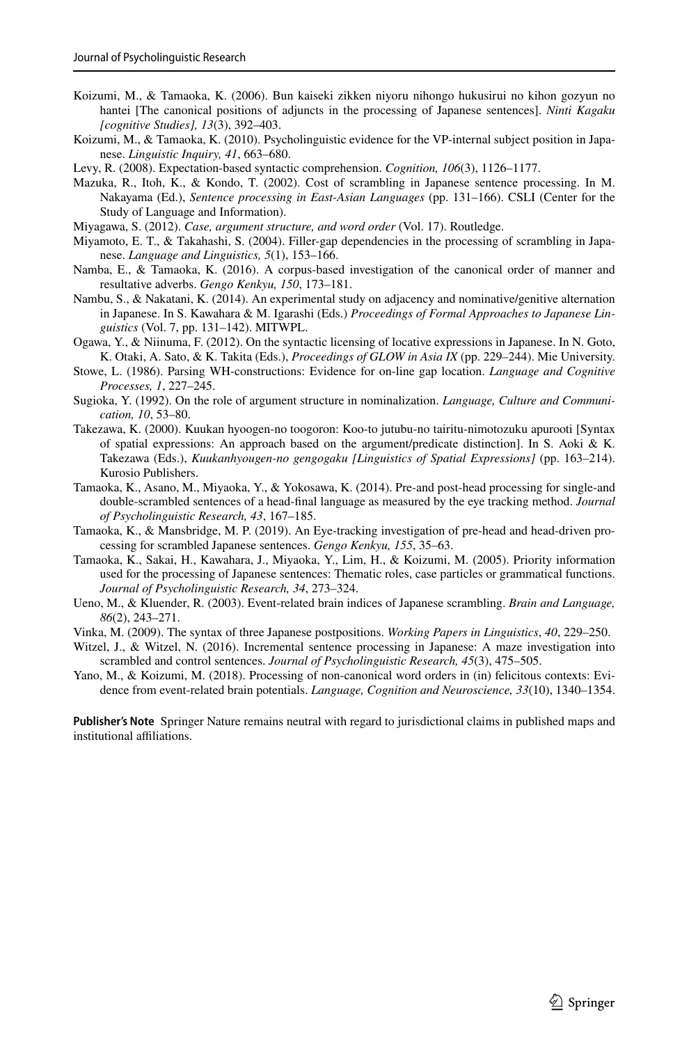Koizumi, M., & Tamaoka, K. (2006). Bun kaiseki zikken niyoru nihongo hukusirui no kihon gozyun no hantei [The canonical positions of adjuncts in the processing of Japanese sentences]. *Ninti Kagaku [cognitive Studies], 13*(3), 392–403.

Koizumi, M., & Tamaoka, K. (2010). Psycholinguistic evidence for the VP-internal subject position in Japanese. *Linguistic Inquiry, 41*, 663–680.

Levy, R. (2008). Expectation-based syntactic comprehension. *Cognition, 106*(3), 1126–1177.

Mazuka, R., Itoh, K., & Kondo, T. (2002). Cost of scrambling in Japanese sentence processing. In M. Nakayama (Ed.), *Sentence processing in East-Asian Languages* (pp. 131–166). CSLI (Center for the Study of Language and Information).

Miyagawa, S. (2012). *Case, argument structure, and word order* (Vol. 17). Routledge.

Miyamoto, E. T., & Takahashi, S. (2004). Filler-gap dependencies in the processing of scrambling in Japanese. *Language and Linguistics, 5*(1), 153–166.

Namba, E., & Tamaoka, K. (2016). A corpus-based investigation of the canonical order of manner and resultative adverbs. *Gengo Kenkyu, 150*, 173–181.

Nambu, S., & Nakatani, K. (2014). An experimental study on adjacency and nominative/genitive alternation in Japanese. In S. Kawahara & M. Igarashi (Eds.) *Proceedings of Formal Approaches to Japanese Linguistics* (Vol. 7, pp. 131–142). MITWPL.

Ogawa, Y., & Niinuma, F. (2012). On the syntactic licensing of locative expressions in Japanese. In N. Goto, K. Otaki, A. Sato, & K. Takita (Eds.), *Proceedings of GLOW in Asia IX* (pp. 229–244). Mie University.

Stowe, L. (1986). Parsing WH-constructions: Evidence for on-line gap location. *Language and Cognitive Processes, 1*, 227–245.

Sugioka, Y. (1992). On the role of argument structure in nominalization. *Language, Culture and Communication, 10*, 53–80.

Takezawa, K. (2000). Kuukan hyoogen-no toogoron: Koo-to jutubu-no tairitu-nimotozuku apurooti [Syntax of spatial expressions: An approach based on the argument/predicate distinction]. In S. Aoki & K. Takezawa (Eds.), *Kuukanhyoogen-no gengogaku [Linguistics of Spatial Expressions]* (pp. 163–214). Kurosio Publishers.

Tamaoka, K., Asano, M., Miyaoka, Y., & Yokosawa, K. (2014). Pre-and post-head processing for single-and double-scrambled sentences of a head-final language as measured by the eye tracking method. *Journal of Psycholinguistic Research, 43*, 167–185.

Tamaoka, K., & Mansbridge, M. P. (2019). An Eye-tracking investigation of pre-head and head-driven processing for scrambled Japanese sentences. *Gengo Kenkyu, 155*, 35–63.

Tamaoka, K., Sakai, H., Kawahara, J., Miyaoka, Y., Lim, H., & Koizumi, M. (2005). Priority information used for the processing of Japanese sentences: Thematic roles, case particles or grammatical functions. *Journal of Psycholinguistic Research, 34*, 273–324.

Ueno, M., & Kluender, R. (2003). Event-related brain indices of Japanese scrambling. *Brain and Language, 86*(2), 243–271.

Vinka, M. (2009). The syntax of three Japanese postpositions. *Working Papers in Linguistics*, *40*, 229–250.

Witzel, J., & Witzel, N. (2016). Incremental sentence processing in Japanese: A maze investigation into scrambled and control sentences. *Journal of Psycholinguistic Research, 45*(3), 475–505.

Yano, M., & Koizumi, M. (2018). Processing of non-canonical word orders in (in) felicitous contexts: Evidence from event-related brain potentials. *Language, Cognition and Neuroscience, 33*(10), 1340–1354.

**Publisher's Note** Springer Nature remains neutral with regard to jurisdictional claims in published maps and institutional affiliations.